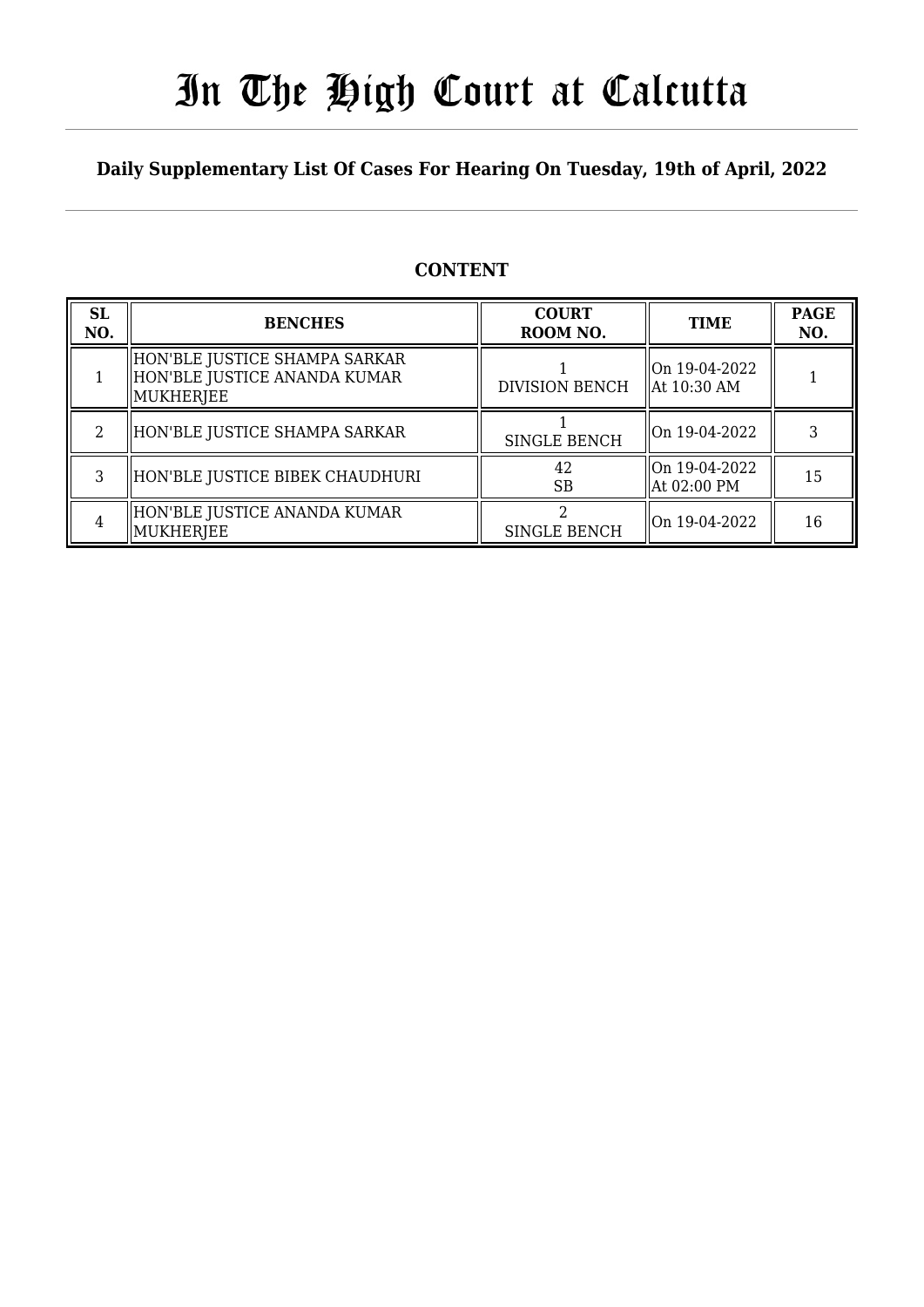# In The High Court at Calcutta

## Daily Supplementary List Of Cases For Hearing On Tuesday, 19th of April, 2022

### CONTENT

| SL NO. | BENCHES | COURT ROOM NO. | TIME | PAGE NO. |
|---|---|---|---|---|
| 1 | HON'BLE JUSTICE SHAMPA SARKAR<br>HON'BLE JUSTICE ANANDA KUMAR MUKHERJEE | 1<br>DIVISION BENCH | On 19-04-2022<br>At 10:30 AM | 1 |
| 2 | HON'BLE JUSTICE SHAMPA SARKAR | 1<br>SINGLE BENCH | On 19-04-2022 | 3 |
| 3 | HON'BLE JUSTICE BIBEK CHAUDHURI | 42<br>SB | On 19-04-2022<br>At 02:00 PM | 15 |
| 4 | HON'BLE JUSTICE ANANDA KUMAR MUKHERJEE | 2<br>SINGLE BENCH | On 19-04-2022 | 16 |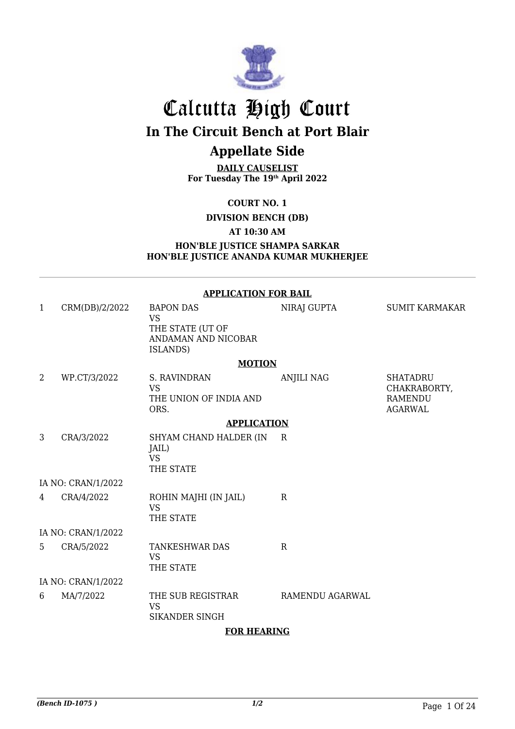# Calcutta High Court

## In The Circuit Bench at Port Blair

## Appellate Side

**DAILY CAUSELIST**
**For Tuesday The 19th April 2022**

**COURT NO. 1**

**DIVISION BENCH (DB)**

**AT 10:30 AM**

**HON'BLE JUSTICE SHAMPA SARKAR**
**HON'BLE JUSTICE ANANDA KUMAR MUKHERJEE**

**APPLICATION FOR BAIL**

| | | | | |
|---|---|---|---|---|
| 1 | CRM(DB)/2/2022 | BAPON DAS VS THE STATE (UT OF ANDAMAN AND NICOBAR ISLANDS) | NIRAJ GUPTA | SUMIT KARMAKAR |

**MOTION**

| | | | | |
|---|---|---|---|---|
| 2 | WP.CT/3/2022 | S. RAVINDRAN VS THE UNION OF INDIA AND ORS. | ANJILI NAG | SHATADRU CHAKRABORTY, RAMENDU AGARWAL |

**APPLICATION**

| | | | | |
|---|---|---|---|---|
| 3 | CRA/3/2022 | SHYAM CHAND HALDER (IN JAIL) VS THE STATE | R | |
| IA NO: CRAN/1/2022 | | | | |
| 4 | CRA/4/2022 | ROHIN MAJHI (IN JAIL) VS THE STATE | R | |
| IA NO: CRAN/1/2022 | | | | |
| 5 | CRA/5/2022 | TANKESHWAR DAS VS THE STATE | R | |
| IA NO: CRAN/1/2022 | | | | |
| 6 | MA/7/2022 | THE SUB REGISTRAR VS SIKANDER SINGH | RAMENDU AGARWAL | |

**FOR HEARING**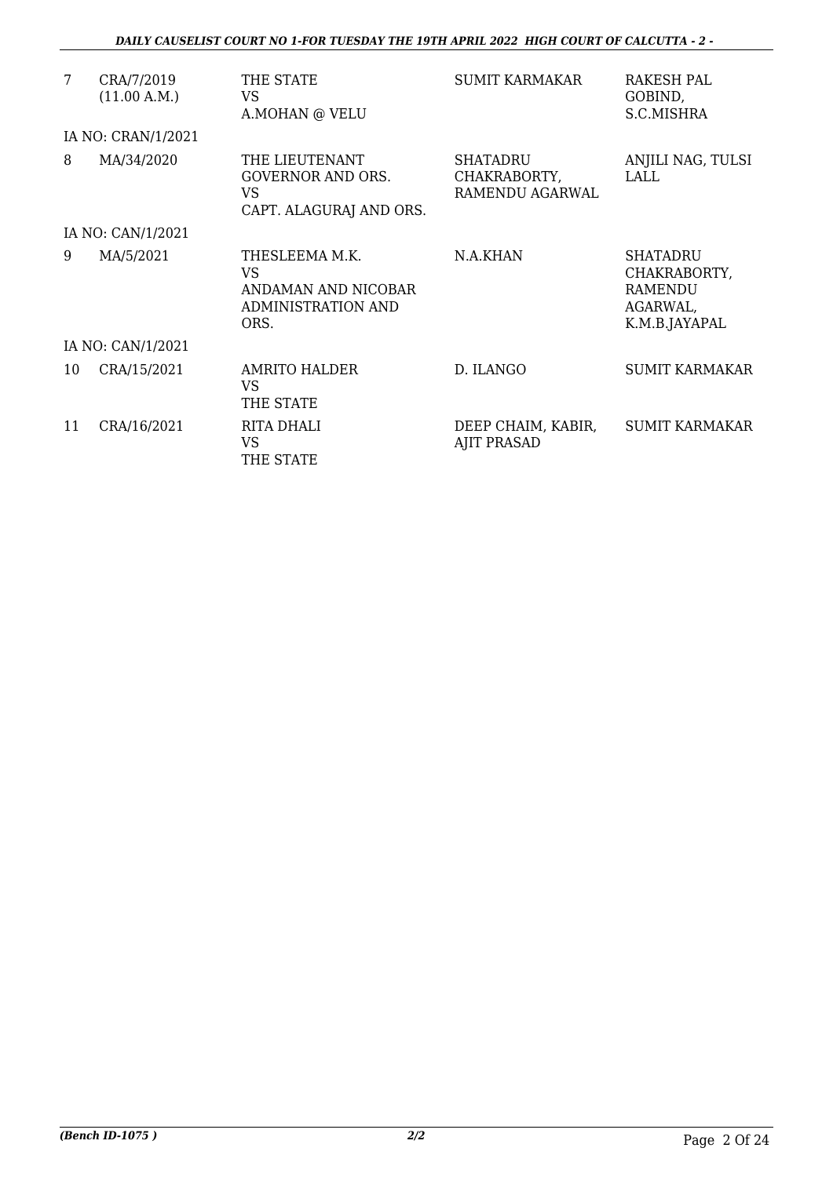| | | | | |
|---|---|---|---|---|
| 7 | CRA/7/2019<br>(11.00 A.M.) | THE STATE<br>VS<br>A.MOHAN @ VELU | SUMIT KARMAKAR | RAKESH PAL GOBIND, S.C.MISHRA |
| IA NO: CRAN/1/2021 | | | | |
| 8 | MA/34/2020 | THE LIEUTENANT GOVERNOR AND ORS.<br>VS<br>CAPT. ALAGURAJ AND ORS. | SHATADRU CHAKRABORTY, RAMENDU AGARWAL | ANJILI NAG, TULSI LALL |
| IA NO: CAN/1/2021 | | | | |
| 9 | MA/5/2021 | THESLEEMA M.K.<br>VS<br>ANDAMAN AND NICOBAR ADMINISTRATION AND ORS. | N.A.KHAN | SHATADRU CHAKRABORTY, RAMENDU AGARWAL, K.M.B.JAYAPAL |
| IA NO: CAN/1/2021 | | | | |
| 10 | CRA/15/2021 | AMRITO HALDER<br>VS<br>THE STATE | D. ILANGO | SUMIT KARMAKAR |
| 11 | CRA/16/2021 | RITA DHALI<br>VS<br>THE STATE | DEEP CHAIM, KABIR, AJIT PRASAD | SUMIT KARMAKAR |

*(Bench ID-1075 )* 2/2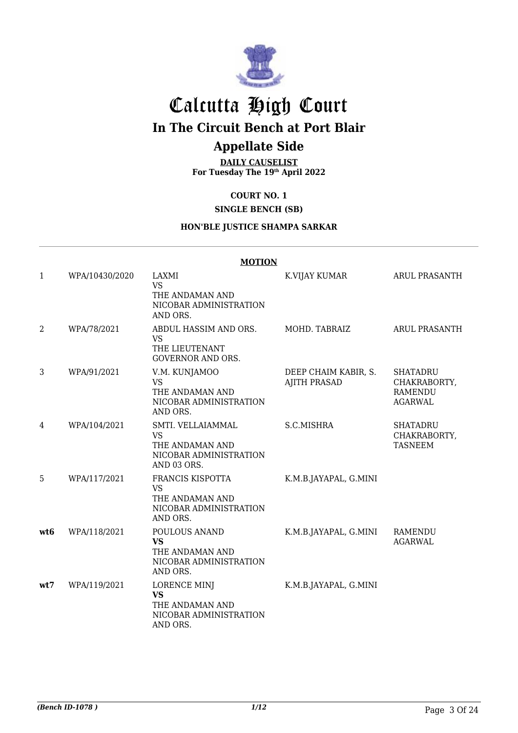# Calcutta High Court

## In The Circuit Bench at Port Blair

## Appellate Side

**DAILY CAUSELIST**
**For Tuesday The 19th April 2022**

**COURT NO. 1**

**SINGLE BENCH (SB)**

**HON'BLE JUSTICE SHAMPA SARKAR**

**MOTION**

| | | | | |
|---|---|---|---|---|
| 1 | WPA/10430/2020 | LAXMI<br>VS<br>THE ANDAMAN AND NICOBAR ADMINISTRATION AND ORS. | K.VIJAY KUMAR | ARUL PRASANTH |
| 2 | WPA/78/2021 | ABDUL HASSIM AND ORS.<br>VS<br>THE LIEUTENANT GOVERNOR AND ORS. | MOHD. TABRAIZ | ARUL PRASANTH |
| 3 | WPA/91/2021 | V.M. KUNJAMOO<br>VS<br>THE ANDAMAN AND NICOBAR ADMINISTRATION AND ORS. | DEEP CHAIM KABIR, S. AJITH PRASAD | SHATADRU CHAKRABORTY, RAMENDU AGARWAL |
| 4 | WPA/104/2021 | SMTI. VELLAIAMMAL<br>VS<br>THE ANDAMAN AND NICOBAR ADMINISTRATION AND 03 ORS. | S.C.MISHRA | SHATADRU CHAKRABORTY, TASNEEM |
| 5 | WPA/117/2021 | FRANCIS KISPOTTA<br>VS<br>THE ANDAMAN AND NICOBAR ADMINISTRATION AND ORS. | K.M.B.JAYAPAL, G.MINI | |
| **wt6** | WPA/118/2021 | POULOUS ANAND<br>**VS**<br>THE ANDAMAN AND NICOBAR ADMINISTRATION AND ORS. | K.M.B.JAYAPAL, G.MINI | RAMENDU AGARWAL |
| **wt7** | WPA/119/2021 | LORENCE MINJ<br>**VS**<br>THE ANDAMAN AND NICOBAR ADMINISTRATION AND ORS. | K.M.B.JAYAPAL, G.MINI | |

*(Bench ID-1078 )* 1/12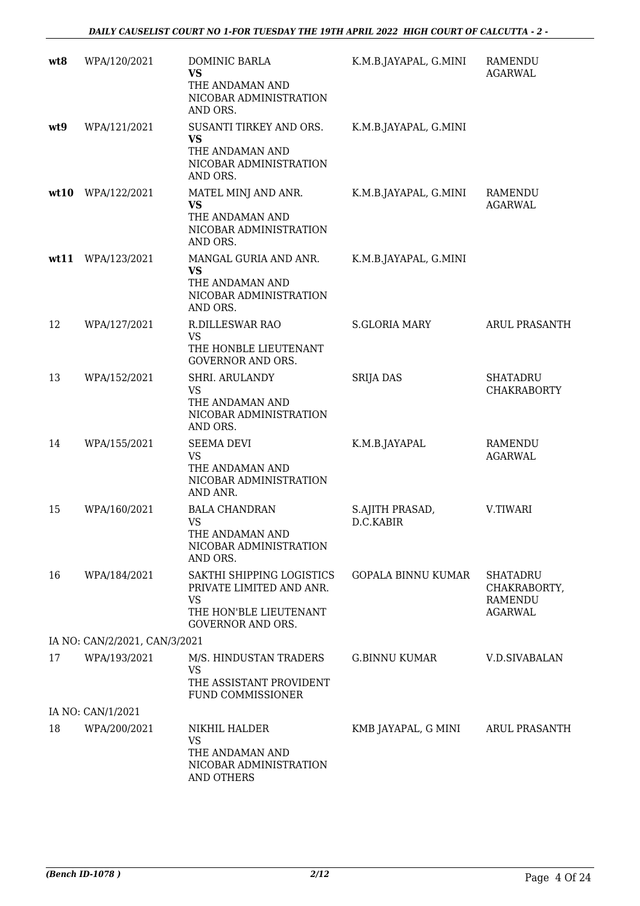| | | | | |
|---|---|---|---|---|
| **wt8** | WPA/120/2021 | DOMINIC BARLA **VS** THE ANDAMAN AND NICOBAR ADMINISTRATION AND ORS. | K.M.B.JAYAPAL, G.MINI | RAMENDU AGARWAL |
| **wt9** | WPA/121/2021 | SUSANTI TIRKEY AND ORS. **VS** THE ANDAMAN AND NICOBAR ADMINISTRATION AND ORS. | K.M.B.JAYAPAL, G.MINI | |
| **wt10** | WPA/122/2021 | MATEL MINJ AND ANR. **VS** THE ANDAMAN AND NICOBAR ADMINISTRATION AND ORS. | K.M.B.JAYAPAL, G.MINI | RAMENDU AGARWAL |
| **wt11** | WPA/123/2021 | MANGAL GURIA AND ANR. **VS** THE ANDAMAN AND NICOBAR ADMINISTRATION AND ORS. | K.M.B.JAYAPAL, G.MINI | |
| 12 | WPA/127/2021 | R.DILLESWAR RAO VS THE HONBLE LIEUTENANT GOVERNOR AND ORS. | S.GLORIA MARY | ARUL PRASANTH |
| 13 | WPA/152/2021 | SHRI. ARULANDY VS THE ANDAMAN AND NICOBAR ADMINISTRATION AND ORS. | SRIJA DAS | SHATADRU CHAKRABORTY |
| 14 | WPA/155/2021 | SEEMA DEVI VS THE ANDAMAN AND NICOBAR ADMINISTRATION AND ANR. | K.M.B.JAYAPAL | RAMENDU AGARWAL |
| 15 | WPA/160/2021 | BALA CHANDRAN VS THE ANDAMAN AND NICOBAR ADMINISTRATION AND ORS. | S.AJITH PRASAD, D.C.KABIR | V.TIWARI |
| 16 | WPA/184/2021 | SAKTHI SHIPPING LOGISTICS PRIVATE LIMITED AND ANR. VS THE HON'BLE LIEUTENANT GOVERNOR AND ORS. | GOPALA BINNU KUMAR | SHATADRU CHAKRABORTY, RAMENDU AGARWAL |
| IA NO: CAN/2/2021, CAN/3/2021 | | | | |
| 17 | WPA/193/2021 | M/S. HINDUSTAN TRADERS VS THE ASSISTANT PROVIDENT FUND COMMISSIONER | G.BINNU KUMAR | V.D.SIVABALAN |
| IA NO: CAN/1/2021 | | | | |
| 18 | WPA/200/2021 | NIKHIL HALDER VS THE ANDAMAN AND NICOBAR ADMINISTRATION AND OTHERS | KMB JAYAPAL, G MINI | ARUL PRASANTH |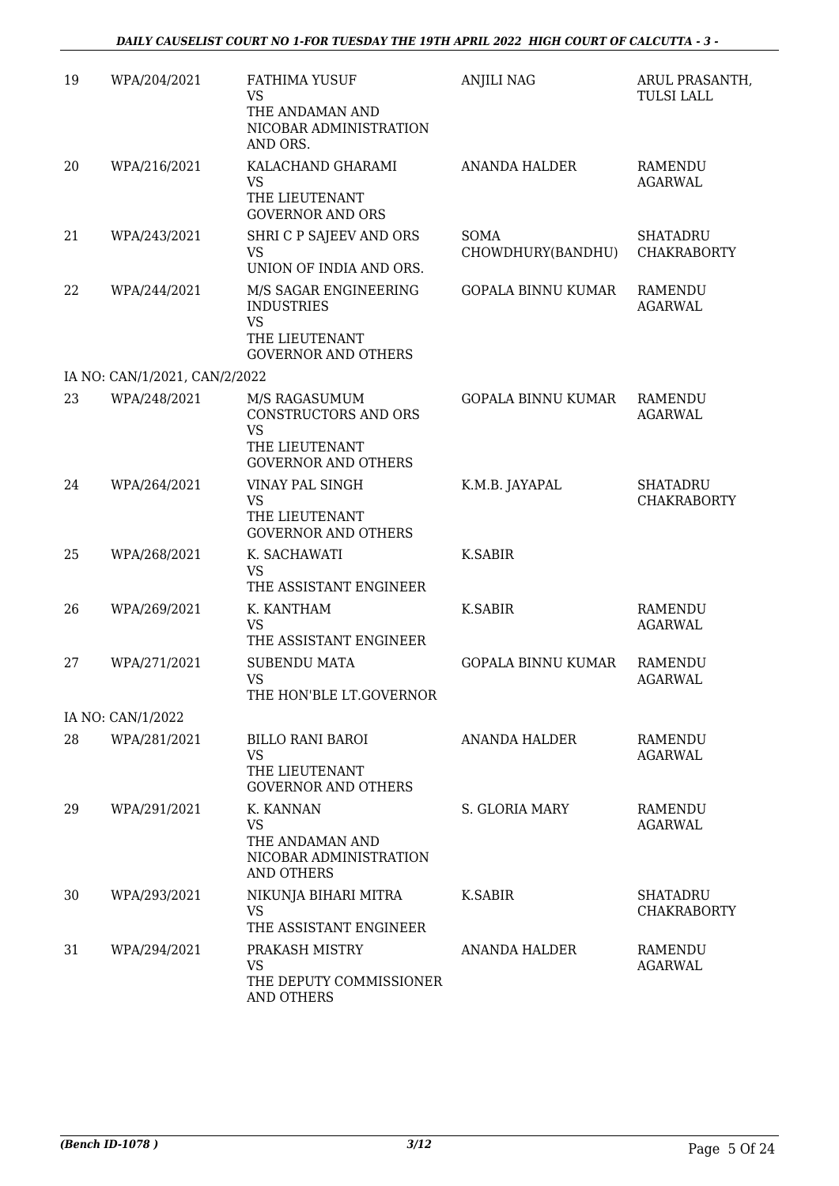| | | | | |
|---|---|---|---|---|
| 19 | WPA/204/2021 | FATHIMA YUSUF<br>VS<br>THE ANDAMAN AND NICOBAR ADMINISTRATION AND ORS. | ANJILI NAG | ARUL PRASANTH, TULSI LALL |
| 20 | WPA/216/2021 | KALACHAND GHARAMI<br>VS<br>THE LIEUTENANT GOVERNOR AND ORS | ANANDA HALDER | RAMENDU AGARWAL |
| 21 | WPA/243/2021 | SHRI C P SAJEEV AND ORS<br>VS<br>UNION OF INDIA AND ORS. | SOMA CHOWDHURY(BANDHU) | SHATADRU CHAKRABORTY |
| 22 | WPA/244/2021 | M/S SAGAR ENGINEERING INDUSTRIES<br>VS<br>THE LIEUTENANT GOVERNOR AND OTHERS | GOPALA BINNU KUMAR | RAMENDU AGARWAL |
| IA NO: CAN/1/2021, CAN/2/2022 | | | | |
| 23 | WPA/248/2021 | M/S RAGASUMUM CONSTRUCTORS AND ORS<br>VS<br>THE LIEUTENANT GOVERNOR AND OTHERS | GOPALA BINNU KUMAR | RAMENDU AGARWAL |
| 24 | WPA/264/2021 | VINAY PAL SINGH<br>VS<br>THE LIEUTENANT GOVERNOR AND OTHERS | K.M.B. JAYAPAL | SHATADRU CHAKRABORTY |
| 25 | WPA/268/2021 | K. SACHAWATI<br>VS<br>THE ASSISTANT ENGINEER | K.SABIR | |
| 26 | WPA/269/2021 | K. KANTHAM<br>VS<br>THE ASSISTANT ENGINEER | K.SABIR | RAMENDU AGARWAL |
| 27 | WPA/271/2021 | SUBENDU MATA<br>VS<br>THE HON'BLE LT.GOVERNOR | GOPALA BINNU KUMAR | RAMENDU AGARWAL |
| IA NO: CAN/1/2022 | | | | |
| 28 | WPA/281/2021 | BILLO RANI BAROI<br>VS<br>THE LIEUTENANT GOVERNOR AND OTHERS | ANANDA HALDER | RAMENDU AGARWAL |
| 29 | WPA/291/2021 | K. KANNAN<br>VS<br>THE ANDAMAN AND NICOBAR ADMINISTRATION AND OTHERS | S. GLORIA MARY | RAMENDU AGARWAL |
| 30 | WPA/293/2021 | NIKUNJA BIHARI MITRA<br>VS<br>THE ASSISTANT ENGINEER | K.SABIR | SHATADRU CHAKRABORTY |
| 31 | WPA/294/2021 | PRAKASH MISTRY<br>VS<br>THE DEPUTY COMMISSIONER AND OTHERS | ANANDA HALDER | RAMENDU AGARWAL |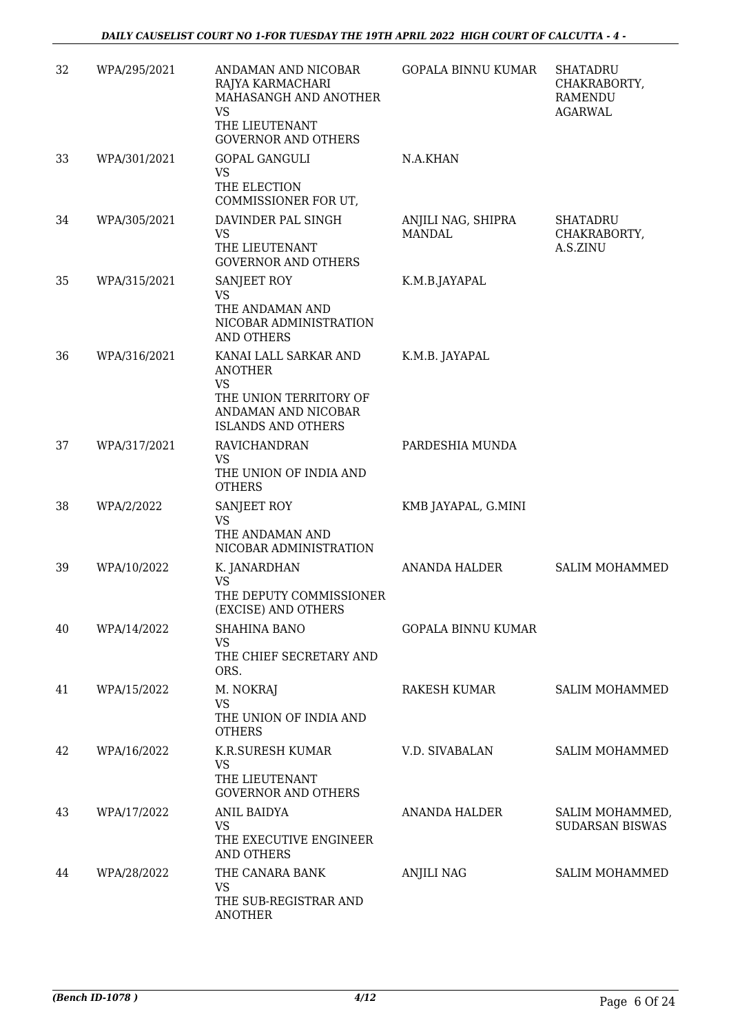| 32 | WPA/295/2021 | ANDAMAN AND NICOBAR RAJYA KARMACHARI MAHASANGH AND ANOTHER VS THE LIEUTENANT GOVERNOR AND OTHERS | GOPALA BINNU KUMAR | SHATADRU CHAKRABORTY, RAMENDU AGARWAL |
|---|---|---|---|---|
| 33 | WPA/301/2021 | GOPAL GANGULI VS THE ELECTION COMMISSIONER FOR UT, | N.A.KHAN | |
| 34 | WPA/305/2021 | DAVINDER PAL SINGH VS THE LIEUTENANT GOVERNOR AND OTHERS | ANJILI NAG, SHIPRA MANDAL | SHATADRU CHAKRABORTY, A.S.ZINU |
| 35 | WPA/315/2021 | SANJEET ROY VS THE ANDAMAN AND NICOBAR ADMINISTRATION AND OTHERS | K.M.B.JAYAPAL | |
| 36 | WPA/316/2021 | KANAI LALL SARKAR AND ANOTHER VS THE UNION TERRITORY OF ANDAMAN AND NICOBAR ISLANDS AND OTHERS | K.M.B. JAYAPAL | |
| 37 | WPA/317/2021 | RAVICHANDRAN VS THE UNION OF INDIA AND OTHERS | PARDESHIA MUNDA | |
| 38 | WPA/2/2022 | SANJEET ROY VS THE ANDAMAN AND NICOBAR ADMINISTRATION | KMB JAYAPAL, G.MINI | |
| 39 | WPA/10/2022 | K. JANARDHAN VS THE DEPUTY COMMISSIONER (EXCISE) AND OTHERS | ANANDA HALDER | SALIM MOHAMMED |
| 40 | WPA/14/2022 | SHAHINA BANO VS THE CHIEF SECRETARY AND ORS. | GOPALA BINNU KUMAR | |
| 41 | WPA/15/2022 | M. NOKRAJ VS THE UNION OF INDIA AND OTHERS | RAKESH KUMAR | SALIM MOHAMMED |
| 42 | WPA/16/2022 | K.R.SURESH KUMAR VS THE LIEUTENANT GOVERNOR AND OTHERS | V.D. SIVABALAN | SALIM MOHAMMED |
| 43 | WPA/17/2022 | ANIL BAIDYA VS THE EXECUTIVE ENGINEER AND OTHERS | ANANDA HALDER | SALIM MOHAMMED, SUDARSAN BISWAS |
| 44 | WPA/28/2022 | THE CANARA BANK VS THE SUB-REGISTRAR AND ANOTHER | ANJILI NAG | SALIM MOHAMMED |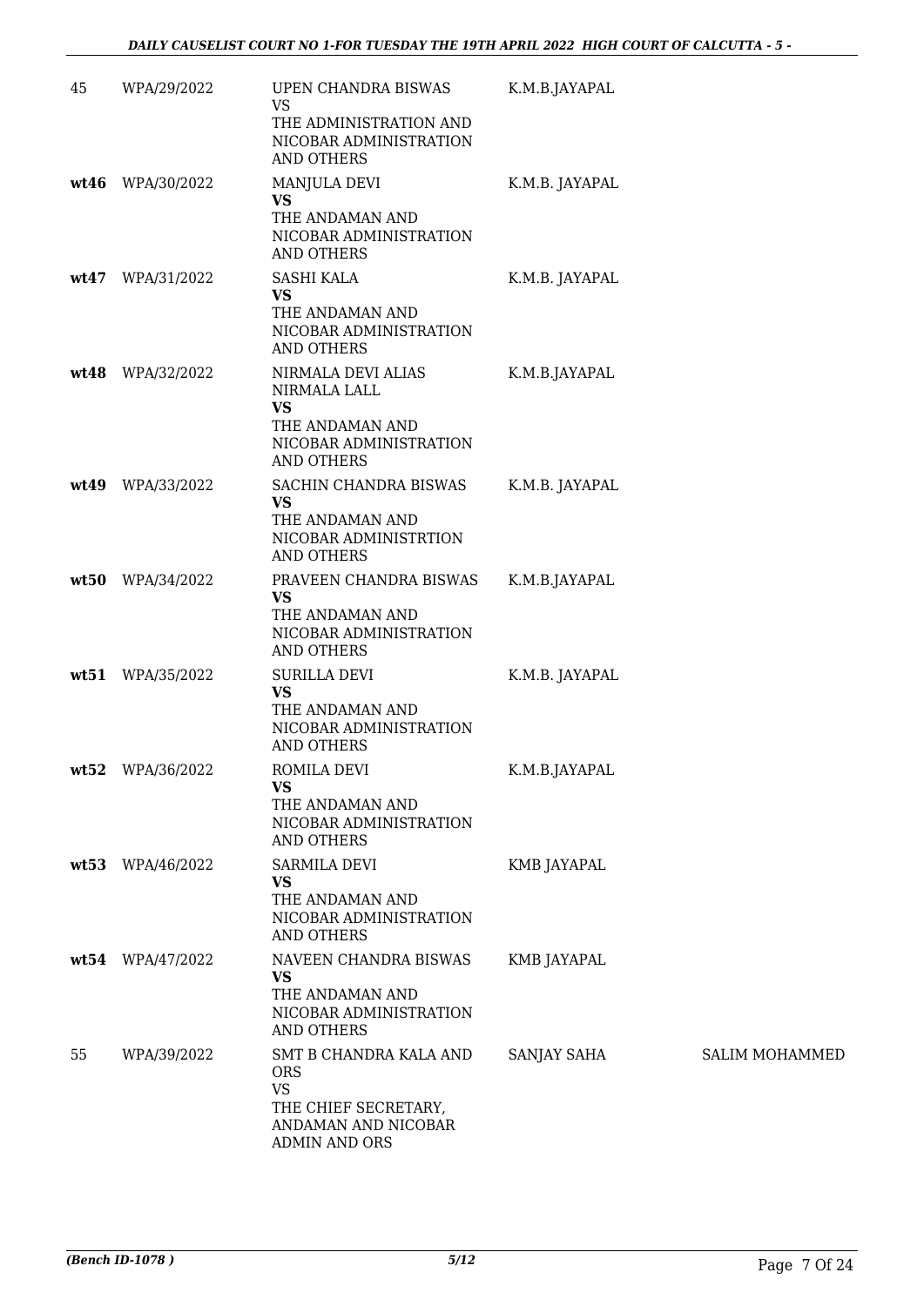| | | | | |
|---|---|---|---|---|
| 45 | WPA/29/2022 | UPEN CHANDRA BISWAS<br>VS<br>THE ADMINISTRATION AND NICOBAR ADMINISTRATION AND OTHERS | K.M.B.JAYAPAL | |
| **wt46** | WPA/30/2022 | MANJULA DEVI<br>**VS**<br>THE ANDAMAN AND NICOBAR ADMINISTRATION AND OTHERS | K.M.B. JAYAPAL | |
| **wt47** | WPA/31/2022 | SASHI KALA<br>**VS**<br>THE ANDAMAN AND NICOBAR ADMINISTRATION AND OTHERS | K.M.B. JAYAPAL | |
| **wt48** | WPA/32/2022 | NIRMALA DEVI ALIAS NIRMALA LALL<br>**VS**<br>THE ANDAMAN AND NICOBAR ADMINISTRATION AND OTHERS | K.M.B.JAYAPAL | |
| **wt49** | WPA/33/2022 | SACHIN CHANDRA BISWAS<br>**VS**<br>THE ANDAMAN AND NICOBAR ADMINISTRTION AND OTHERS | K.M.B. JAYAPAL | |
| **wt50** | WPA/34/2022 | PRAVEEN CHANDRA BISWAS<br>**VS**<br>THE ANDAMAN AND NICOBAR ADMINISTRATION AND OTHERS | K.M.B.JAYAPAL | |
| **wt51** | WPA/35/2022 | SURILLA DEVI<br>**VS**<br>THE ANDAMAN AND NICOBAR ADMINISTRATION AND OTHERS | K.M.B. JAYAPAL | |
| **wt52** | WPA/36/2022 | ROMILA DEVI<br>**VS**<br>THE ANDAMAN AND NICOBAR ADMINISTRATION AND OTHERS | K.M.B.JAYAPAL | |
| **wt53** | WPA/46/2022 | SARMILA DEVI<br>**VS**<br>THE ANDAMAN AND NICOBAR ADMINISTRATION AND OTHERS | KMB JAYAPAL | |
| **wt54** | WPA/47/2022 | NAVEEN CHANDRA BISWAS<br>**VS**<br>THE ANDAMAN AND NICOBAR ADMINISTRATION AND OTHERS | KMB JAYAPAL | |
| 55 | WPA/39/2022 | SMT B CHANDRA KALA AND ORS<br>VS<br>THE CHIEF SECRETARY, ANDAMAN AND NICOBAR ADMIN AND ORS | SANJAY SAHA | SALIM MOHAMMED |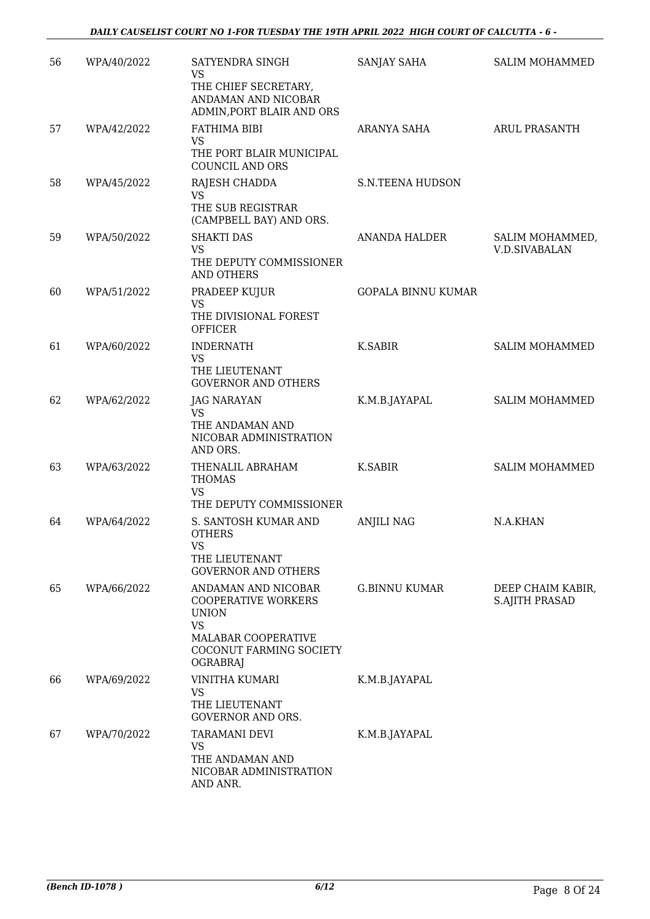| 56 | WPA/40/2022 | SATYENDRA SINGH VS THE CHIEF SECRETARY, ANDAMAN AND NICOBAR ADMIN,PORT BLAIR AND ORS | SANJAY SAHA | SALIM MOHAMMED |
|---|---|---|---|---|
| 57 | WPA/42/2022 | FATHIMA BIBI VS THE PORT BLAIR MUNICIPAL COUNCIL AND ORS | ARANYA SAHA | ARUL PRASANTH |
| 58 | WPA/45/2022 | RAJESH CHADDA VS THE SUB REGISTRAR (CAMPBELL BAY) AND ORS. | S.N.TEENA HUDSON | |
| 59 | WPA/50/2022 | SHAKTI DAS VS THE DEPUTY COMMISSIONER AND OTHERS | ANANDA HALDER | SALIM MOHAMMED, V.D.SIVABALAN |
| 60 | WPA/51/2022 | PRADEEP KUJUR VS THE DIVISIONAL FOREST OFFICER | GOPALA BINNU KUMAR | |
| 61 | WPA/60/2022 | INDERNATH VS THE LIEUTENANT GOVERNOR AND OTHERS | K.SABIR | SALIM MOHAMMED |
| 62 | WPA/62/2022 | JAG NARAYAN VS THE ANDAMAN AND NICOBAR ADMINISTRATION AND ORS. | K.M.B.JAYAPAL | SALIM MOHAMMED |
| 63 | WPA/63/2022 | THENALIL ABRAHAM THOMAS VS THE DEPUTY COMMISSIONER | K.SABIR | SALIM MOHAMMED |
| 64 | WPA/64/2022 | S. SANTOSH KUMAR AND OTHERS VS THE LIEUTENANT GOVERNOR AND OTHERS | ANJILI NAG | N.A.KHAN |
| 65 | WPA/66/2022 | ANDAMAN AND NICOBAR COOPERATIVE WORKERS UNION VS MALABAR COOPERATIVE COCONUT FARMING SOCIETY OGRABRAJ | G.BINNU KUMAR | DEEP CHAIM KABIR, S.AJITH PRASAD |
| 66 | WPA/69/2022 | VINITHA KUMARI VS THE LIEUTENANT GOVERNOR AND ORS. | K.M.B.JAYAPAL | |
| 67 | WPA/70/2022 | TARAMANI DEVI VS THE ANDAMAN AND NICOBAR ADMINISTRATION AND ANR. | K.M.B.JAYAPAL | |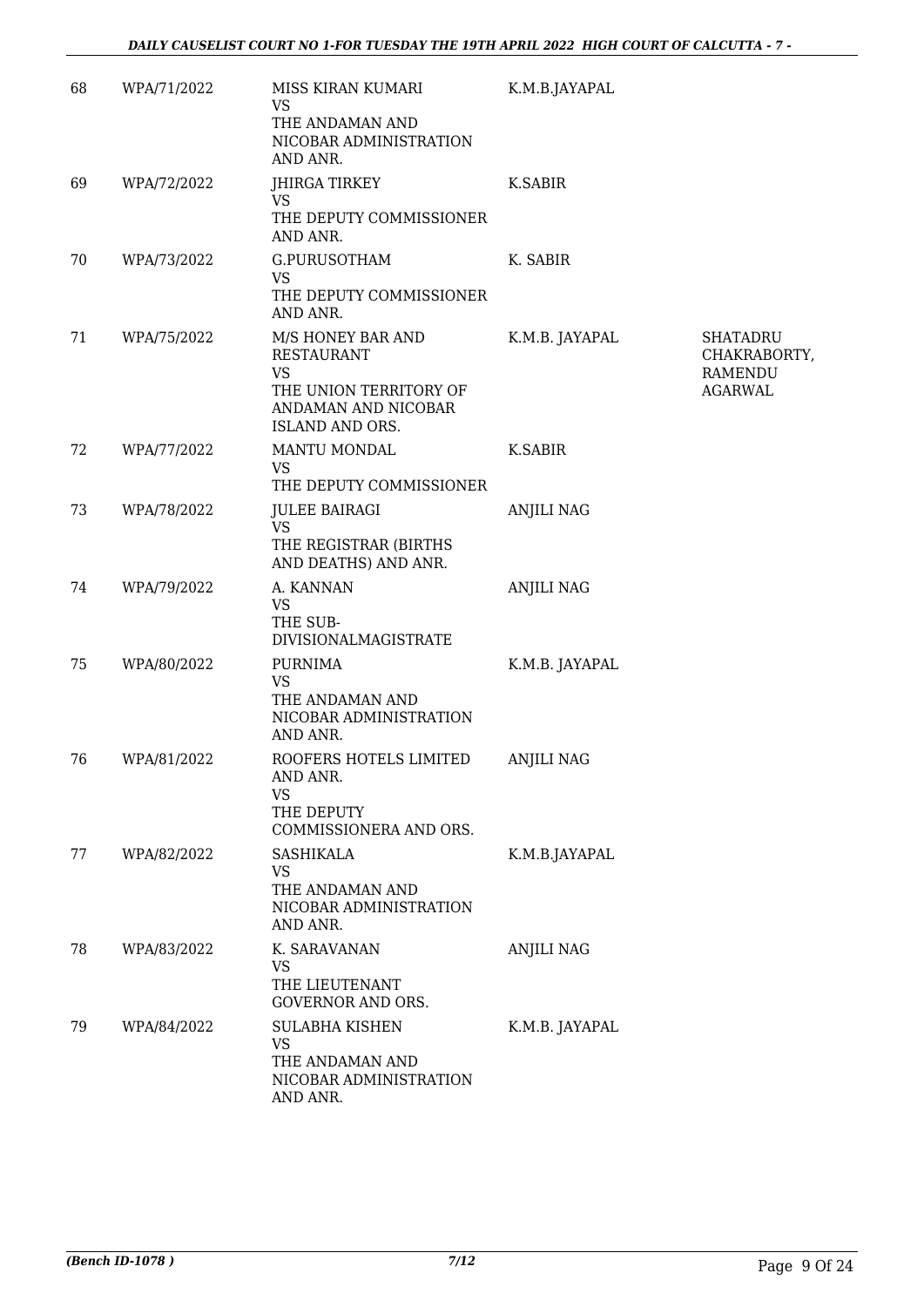| 68 | WPA/71/2022 | MISS KIRAN KUMARI<br>VS<br>THE ANDAMAN AND NICOBAR ADMINISTRATION AND ANR. | K.M.B.JAYAPAL | |
|---|---|---|---|---|
| 69 | WPA/72/2022 | JHIRGA TIRKEY<br>VS<br>THE DEPUTY COMMISSIONER AND ANR. | K.SABIR | |
| 70 | WPA/73/2022 | G.PURUSOTHAM<br>VS<br>THE DEPUTY COMMISSIONER AND ANR. | K. SABIR | |
| 71 | WPA/75/2022 | M/S HONEY BAR AND RESTAURANT<br>VS<br>THE UNION TERRITORY OF ANDAMAN AND NICOBAR ISLAND AND ORS. | K.M.B. JAYAPAL | SHATADRU CHAKRABORTY, RAMENDU AGARWAL |
| 72 | WPA/77/2022 | MANTU MONDAL<br>VS<br>THE DEPUTY COMMISSIONER | K.SABIR | |
| 73 | WPA/78/2022 | JULEE BAIRAGI<br>VS<br>THE REGISTRAR (BIRTHS AND DEATHS) AND ANR. | ANJILI NAG | |
| 74 | WPA/79/2022 | A. KANNAN<br>VS<br>THE SUB-DIVISIONALMAGISTRATE | ANJILI NAG | |
| 75 | WPA/80/2022 | PURNIMA<br>VS<br>THE ANDAMAN AND NICOBAR ADMINISTRATION AND ANR. | K.M.B. JAYAPAL | |
| 76 | WPA/81/2022 | ROOFERS HOTELS LIMITED AND ANR.<br>VS<br>THE DEPUTY COMMISSIONERA AND ORS. | ANJILI NAG | |
| 77 | WPA/82/2022 | SASHIKALA<br>VS<br>THE ANDAMAN AND NICOBAR ADMINISTRATION AND ANR. | K.M.B.JAYAPAL | |
| 78 | WPA/83/2022 | K. SARAVANAN<br>VS<br>THE LIEUTENANT GOVERNOR AND ORS. | ANJILI NAG | |
| 79 | WPA/84/2022 | SULABHA KISHEN<br>VS<br>THE ANDAMAN AND NICOBAR ADMINISTRATION AND ANR. | K.M.B. JAYAPAL | |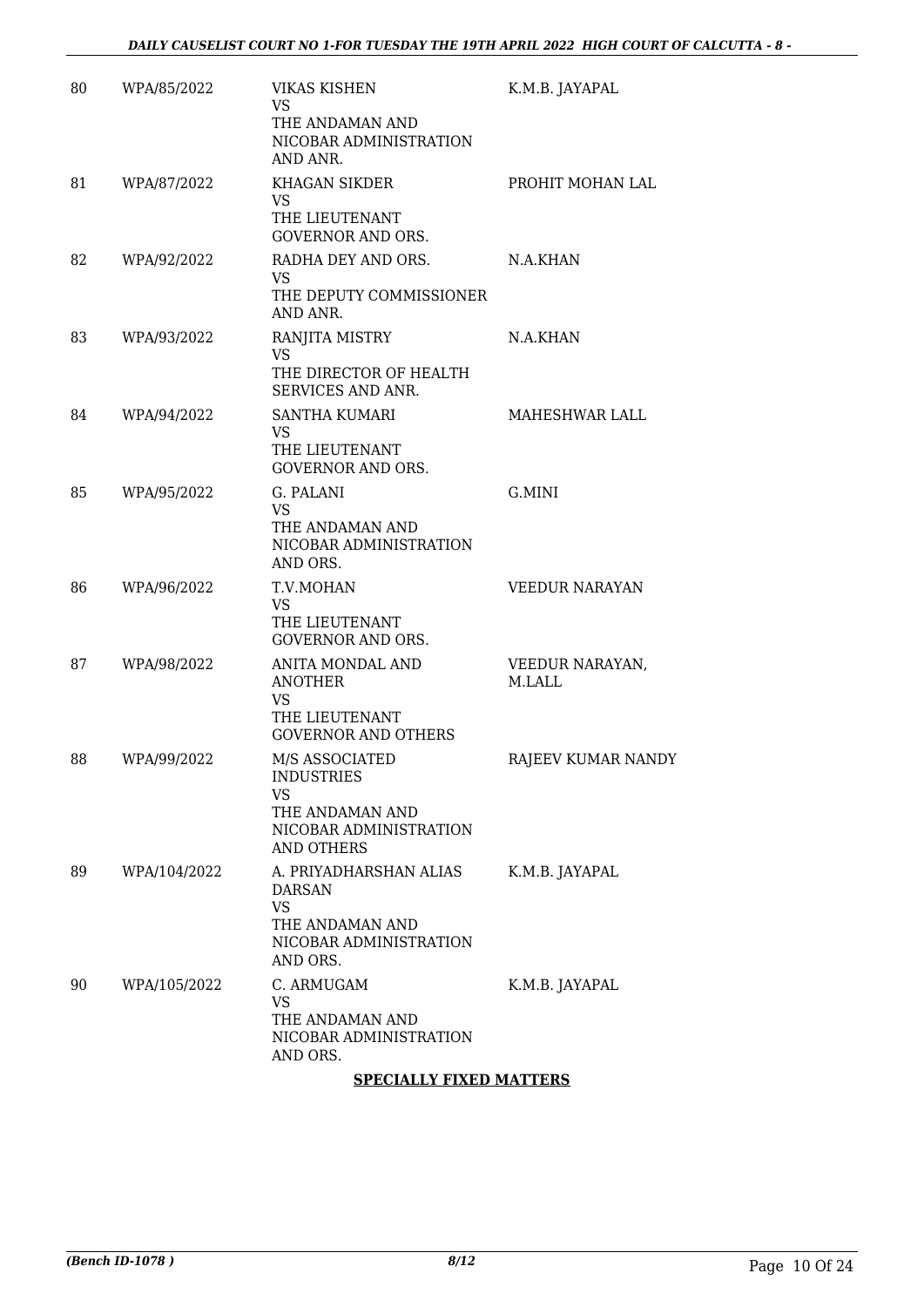| | | | |
|---|---|---|---|
| 80 | WPA/85/2022 | VIKAS KISHEN<br>VS<br>THE ANDAMAN AND NICOBAR ADMINISTRATION AND ANR. | K.M.B. JAYAPAL |
| 81 | WPA/87/2022 | KHAGAN SIKDER<br>VS<br>THE LIEUTENANT GOVERNOR AND ORS. | PROHIT MOHAN LAL |
| 82 | WPA/92/2022 | RADHA DEY AND ORS.<br>VS<br>THE DEPUTY COMMISSIONER AND ANR. | N.A.KHAN |
| 83 | WPA/93/2022 | RANJITA MISTRY<br>VS<br>THE DIRECTOR OF HEALTH SERVICES AND ANR. | N.A.KHAN |
| 84 | WPA/94/2022 | SANTHA KUMARI<br>VS<br>THE LIEUTENANT GOVERNOR AND ORS. | MAHESHWAR LALL |
| 85 | WPA/95/2022 | G. PALANI<br>VS<br>THE ANDAMAN AND NICOBAR ADMINISTRATION AND ORS. | G.MINI |
| 86 | WPA/96/2022 | T.V.MOHAN<br>VS<br>THE LIEUTENANT GOVERNOR AND ORS. | VEEDUR NARAYAN |
| 87 | WPA/98/2022 | ANITA MONDAL AND ANOTHER<br>VS<br>THE LIEUTENANT GOVERNOR AND OTHERS | VEEDUR NARAYAN, M.LALL |
| 88 | WPA/99/2022 | M/S ASSOCIATED INDUSTRIES<br>VS<br>THE ANDAMAN AND NICOBAR ADMINISTRATION AND OTHERS | RAJEEV KUMAR NANDY |
| 89 | WPA/104/2022 | A. PRIYADHARSHAN ALIAS DARSAN<br>VS<br>THE ANDAMAN AND NICOBAR ADMINISTRATION AND ORS. | K.M.B. JAYAPAL |
| 90 | WPA/105/2022 | C. ARMUGAM<br>VS<br>THE ANDAMAN AND NICOBAR ADMINISTRATION AND ORS. | K.M.B. JAYAPAL |

**SPECIALLY FIXED MATTERS**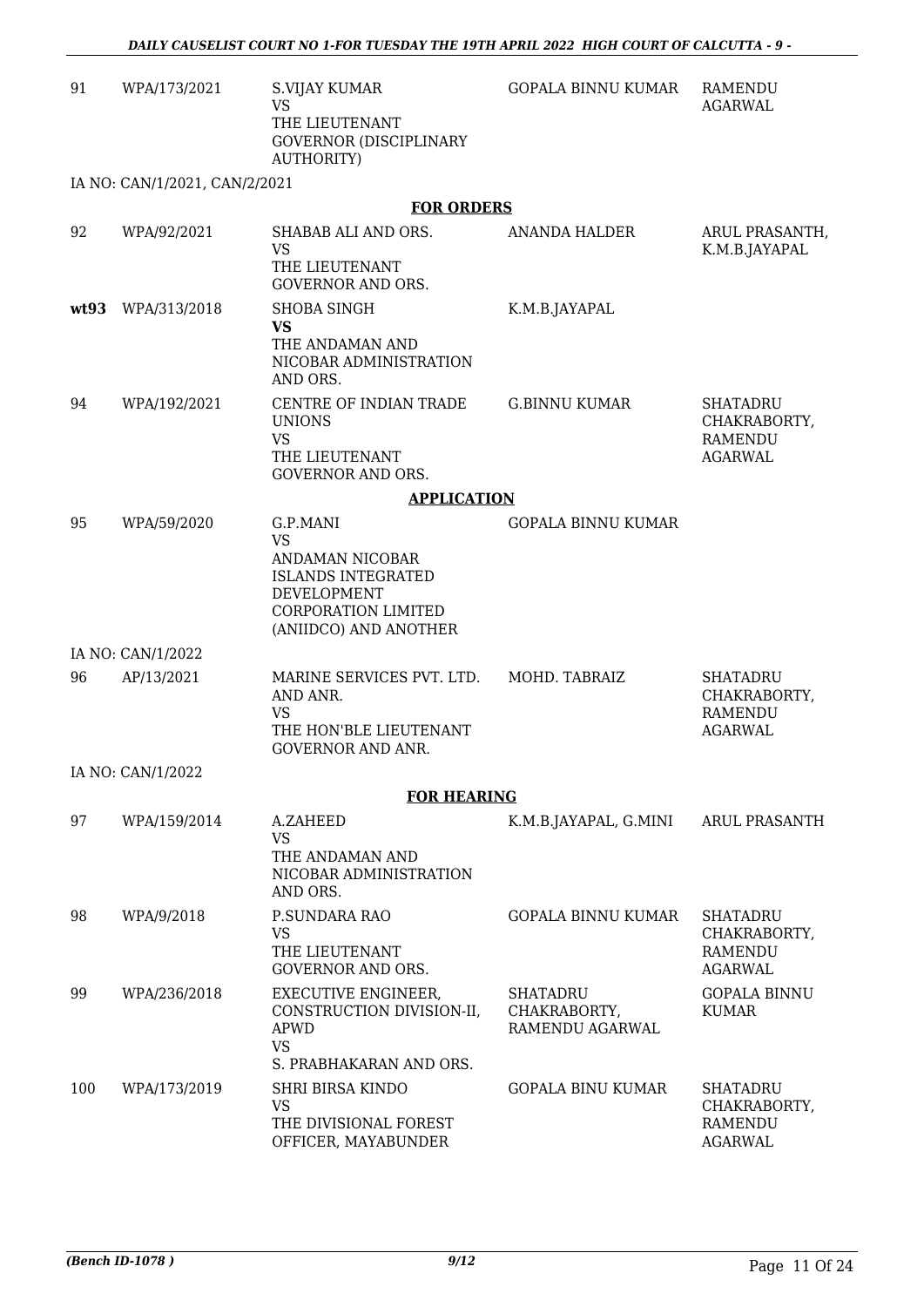| | | | | |
|---|---|---|---|---|
| 91 | WPA/173/2021 | S.VIJAY KUMAR<br>VS<br>THE LIEUTENANT GOVERNOR (DISCIPLINARY AUTHORITY) | GOPALA BINNU KUMAR | RAMENDU AGARWAL |

IA NO: CAN/1/2021, CAN/2/2021

**FOR ORDERS**

| | | | | |
|---|---|---|---|---|
| 92 | WPA/92/2021 | SHABAB ALI AND ORS.<br>VS<br>THE LIEUTENANT GOVERNOR AND ORS. | ANANDA HALDER | ARUL PRASANTH, K.M.B.JAYAPAL |
| **wt93** | WPA/313/2018 | SHOBA SINGH<br>**VS**<br>THE ANDAMAN AND NICOBAR ADMINISTRATION AND ORS. | K.M.B.JAYAPAL | |
| 94 | WPA/192/2021 | CENTRE OF INDIAN TRADE UNIONS<br>VS<br>THE LIEUTENANT GOVERNOR AND ORS. | G.BINNU KUMAR | SHATADRU CHAKRABORTY, RAMENDU AGARWAL |

**APPLICATION**

| | | | | |
|---|---|---|---|---|
| 95 | WPA/59/2020 | G.P.MANI<br>VS<br>ANDAMAN NICOBAR ISLANDS INTEGRATED DEVELOPMENT CORPORATION LIMITED (ANIIDCO) AND ANOTHER | GOPALA BINNU KUMAR | |

IA NO: CAN/1/2022

| | | | | |
|---|---|---|---|---|
| 96 | AP/13/2021 | MARINE SERVICES PVT. LTD. AND ANR.<br>VS<br>THE HON'BLE LIEUTENANT GOVERNOR AND ANR. | MOHD. TABRAIZ | SHATADRU CHAKRABORTY, RAMENDU AGARWAL |

IA NO: CAN/1/2022

**FOR HEARING**

| | | | | |
|---|---|---|---|---|
| 97 | WPA/159/2014 | A.ZAHEED<br>VS<br>THE ANDAMAN AND NICOBAR ADMINISTRATION AND ORS. | K.M.B.JAYAPAL, G.MINI | ARUL PRASANTH |
| 98 | WPA/9/2018 | P.SUNDARA RAO<br>VS<br>THE LIEUTENANT GOVERNOR AND ORS. | GOPALA BINNU KUMAR | SHATADRU CHAKRABORTY, RAMENDU AGARWAL |
| 99 | WPA/236/2018 | EXECUTIVE ENGINEER, CONSTRUCTION DIVISION-II, APWD<br>VS<br>S. PRABHAKARAN AND ORS. | SHATADRU CHAKRABORTY, RAMENDU AGARWAL | GOPALA BINNU KUMAR |
| 100 | WPA/173/2019 | SHRI BIRSA KINDO<br>VS<br>THE DIVISIONAL FOREST OFFICER, MAYABUNDER | GOPALA BINU KUMAR | SHATADRU CHAKRABORTY, RAMENDU AGARWAL |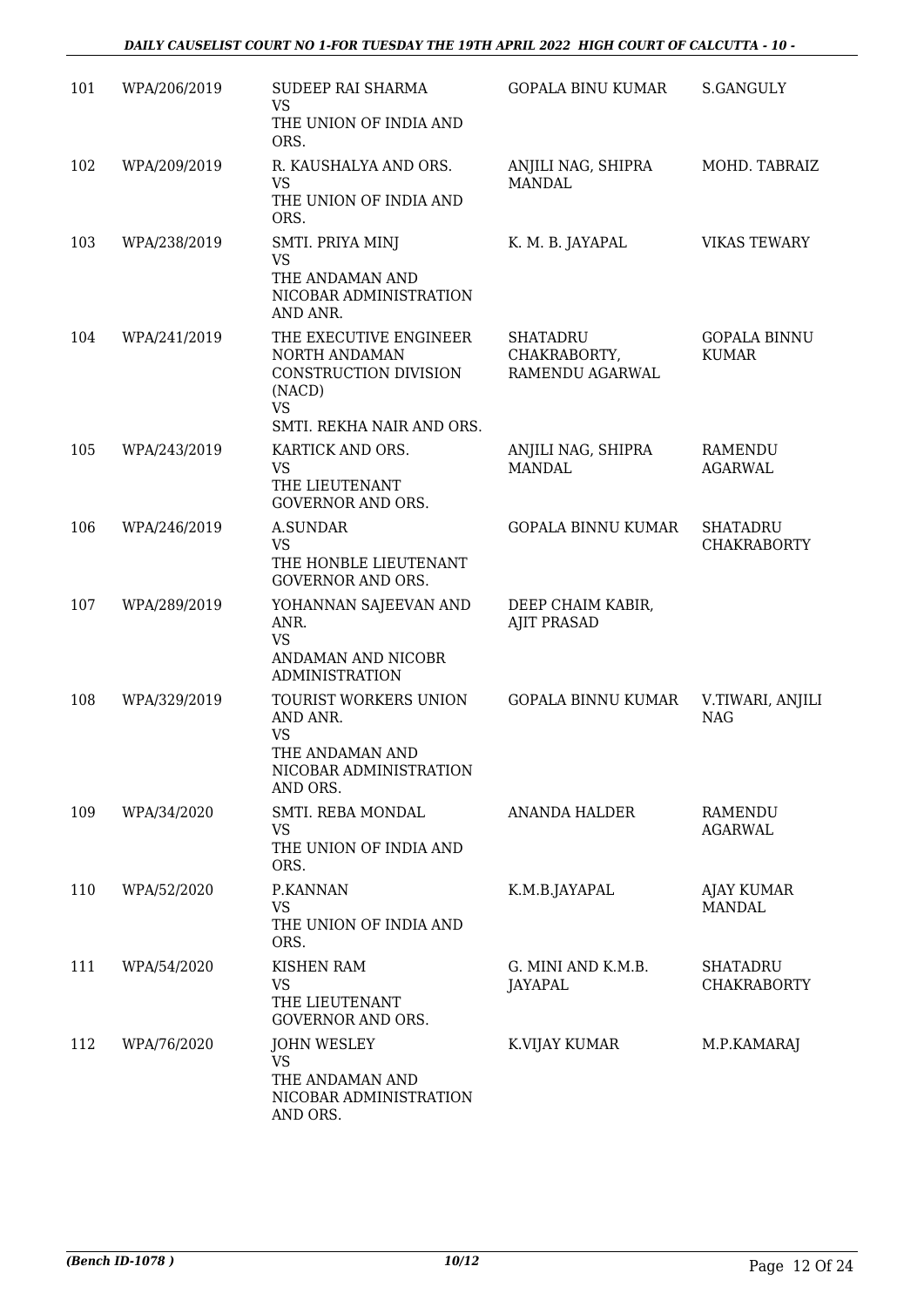| 101 | WPA/206/2019 | SUDEEP RAI SHARMA<br>VS<br>THE UNION OF INDIA AND ORS. | GOPALA BINU KUMAR | S.GANGULY |
|---|---|---|---|---|
| 102 | WPA/209/2019 | R. KAUSHALYA AND ORS.<br>VS<br>THE UNION OF INDIA AND ORS. | ANJILI NAG, SHIPRA MANDAL | MOHD. TABRAIZ |
| 103 | WPA/238/2019 | SMTI. PRIYA MINJ<br>VS<br>THE ANDAMAN AND NICOBAR ADMINISTRATION AND ANR. | K. M. B. JAYAPAL | VIKAS TEWARY |
| 104 | WPA/241/2019 | THE EXECUTIVE ENGINEER NORTH ANDAMAN CONSTRUCTION DIVISION (NACD)<br>VS<br>SMTI. REKHA NAIR AND ORS. | SHATADRU CHAKRABORTY, RAMENDU AGARWAL | GOPALA BINNU KUMAR |
| 105 | WPA/243/2019 | KARTICK AND ORS.<br>VS<br>THE LIEUTENANT GOVERNOR AND ORS. | ANJILI NAG, SHIPRA MANDAL | RAMENDU AGARWAL |
| 106 | WPA/246/2019 | A.SUNDAR<br>VS<br>THE HONBLE LIEUTENANT GOVERNOR AND ORS. | GOPALA BINNU KUMAR | SHATADRU CHAKRABORTY |
| 107 | WPA/289/2019 | YOHANNAN SAJEEVAN AND ANR.<br>VS<br>ANDAMAN AND NICOBR ADMINISTRATION | DEEP CHAIM KABIR, AJIT PRASAD | |
| 108 | WPA/329/2019 | TOURIST WORKERS UNION AND ANR.<br>VS<br>THE ANDAMAN AND NICOBAR ADMINISTRATION AND ORS. | GOPALA BINNU KUMAR | V.TIWARI, ANJILI NAG |
| 109 | WPA/34/2020 | SMTI. REBA MONDAL<br>VS<br>THE UNION OF INDIA AND ORS. | ANANDA HALDER | RAMENDU AGARWAL |
| 110 | WPA/52/2020 | P.KANNAN<br>VS<br>THE UNION OF INDIA AND ORS. | K.M.B.JAYAPAL | AJAY KUMAR MANDAL |
| 111 | WPA/54/2020 | KISHEN RAM<br>VS<br>THE LIEUTENANT GOVERNOR AND ORS. | G. MINI AND K.M.B. JAYAPAL | SHATADRU CHAKRABORTY |
| 112 | WPA/76/2020 | JOHN WESLEY<br>VS<br>THE ANDAMAN AND NICOBAR ADMINISTRATION AND ORS. | K.VIJAY KUMAR | M.P.KAMARAJ |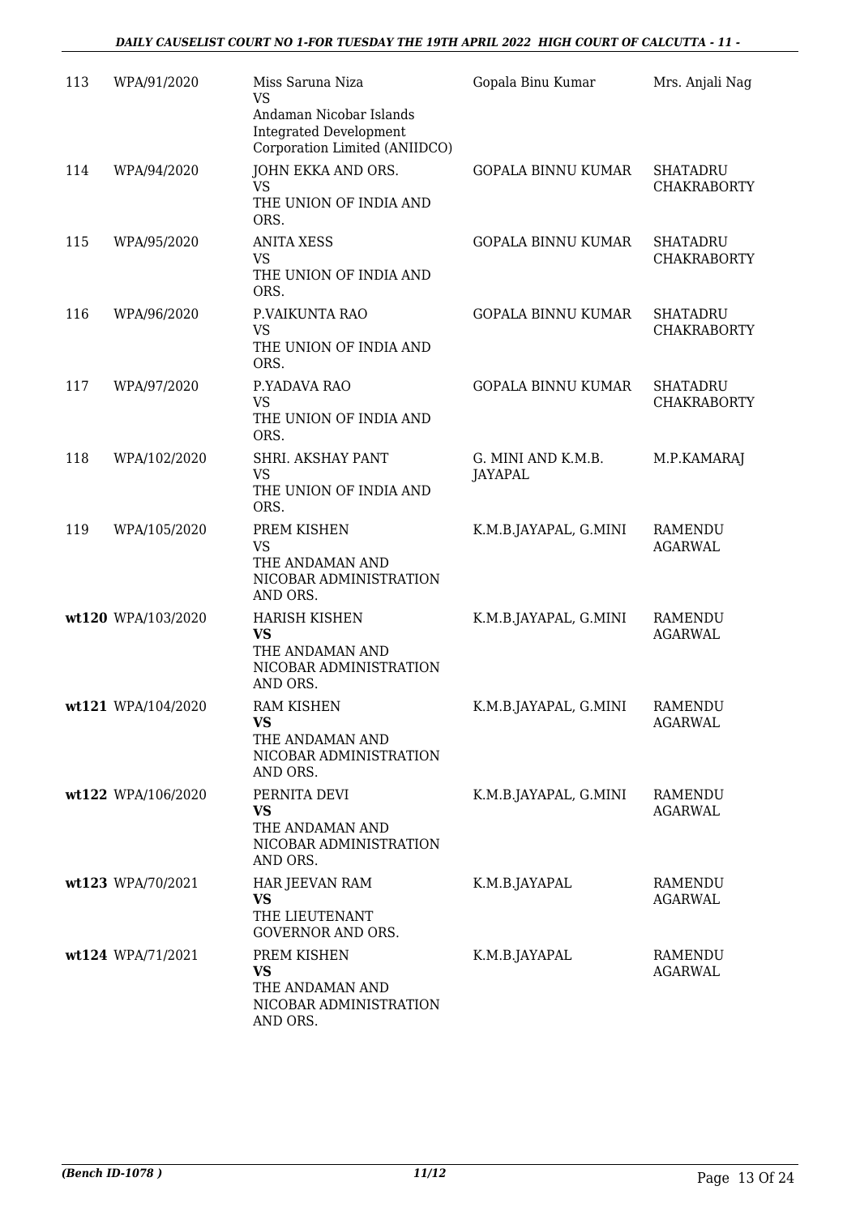| 113 | WPA/91/2020 | Miss Saruna Niza<br>VS<br>Andaman Nicobar Islands Integrated Development Corporation Limited (ANIIDCO) | Gopala Binu Kumar | Mrs. Anjali Nag |
|---|---|---|---|---|
| 114 | WPA/94/2020 | JOHN EKKA AND ORS.<br>VS<br>THE UNION OF INDIA AND ORS. | GOPALA BINNU KUMAR | SHATADRU CHAKRABORTY |
| 115 | WPA/95/2020 | ANITA XESS<br>VS<br>THE UNION OF INDIA AND ORS. | GOPALA BINNU KUMAR | SHATADRU CHAKRABORTY |
| 116 | WPA/96/2020 | P.VAIKUNTA RAO<br>VS<br>THE UNION OF INDIA AND ORS. | GOPALA BINNU KUMAR | SHATADRU CHAKRABORTY |
| 117 | WPA/97/2020 | P.YADAVA RAO<br>VS<br>THE UNION OF INDIA AND ORS. | GOPALA BINNU KUMAR | SHATADRU CHAKRABORTY |
| 118 | WPA/102/2020 | SHRI. AKSHAY PANT<br>VS<br>THE UNION OF INDIA AND ORS. | G. MINI AND K.M.B. JAYAPAL | M.P.KAMARAJ |
| 119 | WPA/105/2020 | PREM KISHEN<br>VS<br>THE ANDAMAN AND NICOBAR ADMINISTRATION AND ORS. | K.M.B.JAYAPAL, G.MINI | RAMENDU AGARWAL |
| **wt120** | WPA/103/2020 | HARISH KISHEN<br>**VS**<br>THE ANDAMAN AND NICOBAR ADMINISTRATION AND ORS. | K.M.B.JAYAPAL, G.MINI | RAMENDU AGARWAL |
| **wt121** | WPA/104/2020 | RAM KISHEN<br>**VS**<br>THE ANDAMAN AND NICOBAR ADMINISTRATION AND ORS. | K.M.B.JAYAPAL, G.MINI | RAMENDU AGARWAL |
| **wt122** | WPA/106/2020 | PERNITA DEVI<br>**VS**<br>THE ANDAMAN AND NICOBAR ADMINISTRATION AND ORS. | K.M.B.JAYAPAL, G.MINI | RAMENDU AGARWAL |
| **wt123** | WPA/70/2021 | HAR JEEVAN RAM<br>**VS**<br>THE LIEUTENANT GOVERNOR AND ORS. | K.M.B.JAYAPAL | RAMENDU AGARWAL |
| **wt124** | WPA/71/2021 | PREM KISHEN<br>**VS**<br>THE ANDAMAN AND NICOBAR ADMINISTRATION AND ORS. | K.M.B.JAYAPAL | RAMENDU AGARWAL |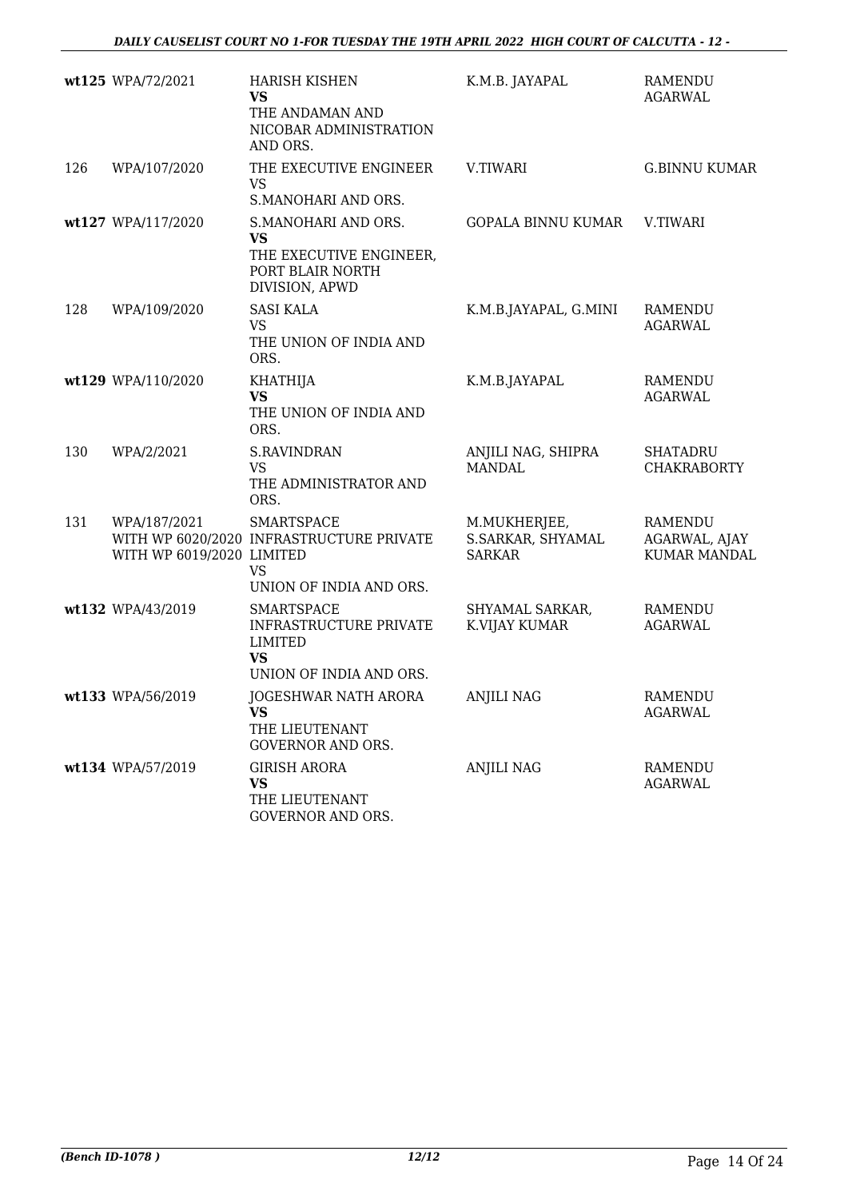| | | | | |
|---|---|---|---|---|
| **wt125** | WPA/72/2021 | HARISH KISHEN<br>**VS**<br>THE ANDAMAN AND NICOBAR ADMINISTRATION AND ORS. | K.M.B. JAYAPAL | RAMENDU AGARWAL |
| 126 | WPA/107/2020 | THE EXECUTIVE ENGINEER<br>VS<br>S.MANOHARI AND ORS. | V.TIWARI | G.BINNU KUMAR |
| **wt127** | WPA/117/2020 | S.MANOHARI AND ORS.<br>**VS**<br>THE EXECUTIVE ENGINEER, PORT BLAIR NORTH DIVISION, APWD | GOPALA BINNU KUMAR | V.TIWARI |
| 128 | WPA/109/2020 | SASI KALA<br>VS<br>THE UNION OF INDIA AND ORS. | K.M.B.JAYAPAL, G.MINI | RAMENDU AGARWAL |
| **wt129** | WPA/110/2020 | KHATHIJA<br>**VS**<br>THE UNION OF INDIA AND ORS. | K.M.B.JAYAPAL | RAMENDU AGARWAL |
| 130 | WPA/2/2021 | S.RAVINDRAN<br>VS<br>THE ADMINISTRATOR AND ORS. | ANJILI NAG, SHIPRA MANDAL | SHATADRU CHAKRABORTY |
| 131 | WPA/187/2021<br>WITH WP 6020/2020<br>WITH WP 6019/2020 | SMARTSPACE INFRASTRUCTURE PRIVATE LIMITED<br>VS<br>UNION OF INDIA AND ORS. | M.MUKHERJEE, S.SARKAR, SHYAMAL SARKAR | RAMENDU AGARWAL, AJAY KUMAR MANDAL |
| **wt132** | WPA/43/2019 | SMARTSPACE INFRASTRUCTURE PRIVATE LIMITED<br>**VS**<br>UNION OF INDIA AND ORS. | SHYAMAL SARKAR, K.VIJAY KUMAR | RAMENDU AGARWAL |
| **wt133** | WPA/56/2019 | JOGESHWAR NATH ARORA<br>**VS**<br>THE LIEUTENANT GOVERNOR AND ORS. | ANJILI NAG | RAMENDU AGARWAL |
| **wt134** | WPA/57/2019 | GIRISH ARORA<br>**VS**<br>THE LIEUTENANT GOVERNOR AND ORS. | ANJILI NAG | RAMENDU AGARWAL |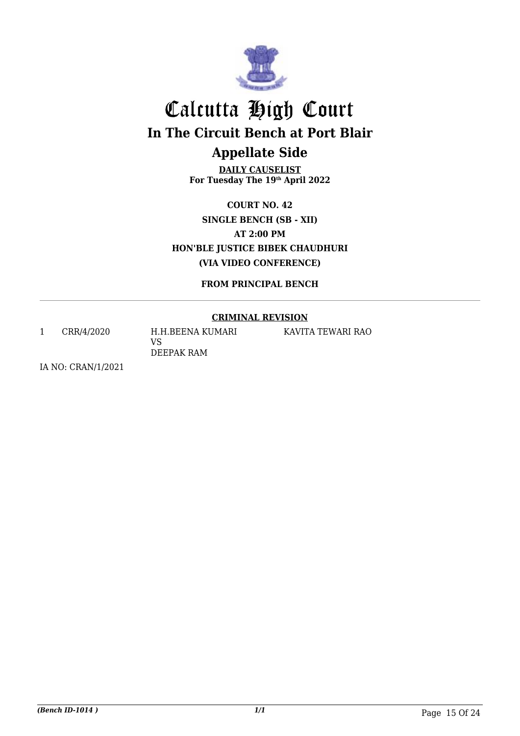# Calcutta High Court

## In The Circuit Bench at Port Blair

## Appellate Side

**DAILY CAUSELIST**
**For Tuesday The 19th April 2022**

**COURT NO. 42**
**SINGLE BENCH (SB - XII)**
**AT 2:00 PM**
**HON'BLE JUSTICE BIBEK CHAUDHURI**
**(VIA VIDEO CONFERENCE)**

**FROM PRINCIPAL BENCH**

**CRIMINAL REVISION**

| | | | |
|---|---|---|---|
| 1 | CRR/4/2020 | H.H.BEENA KUMARI<br>VS<br>DEEPAK RAM | KAVITA TEWARI RAO |

IA NO: CRAN/1/2021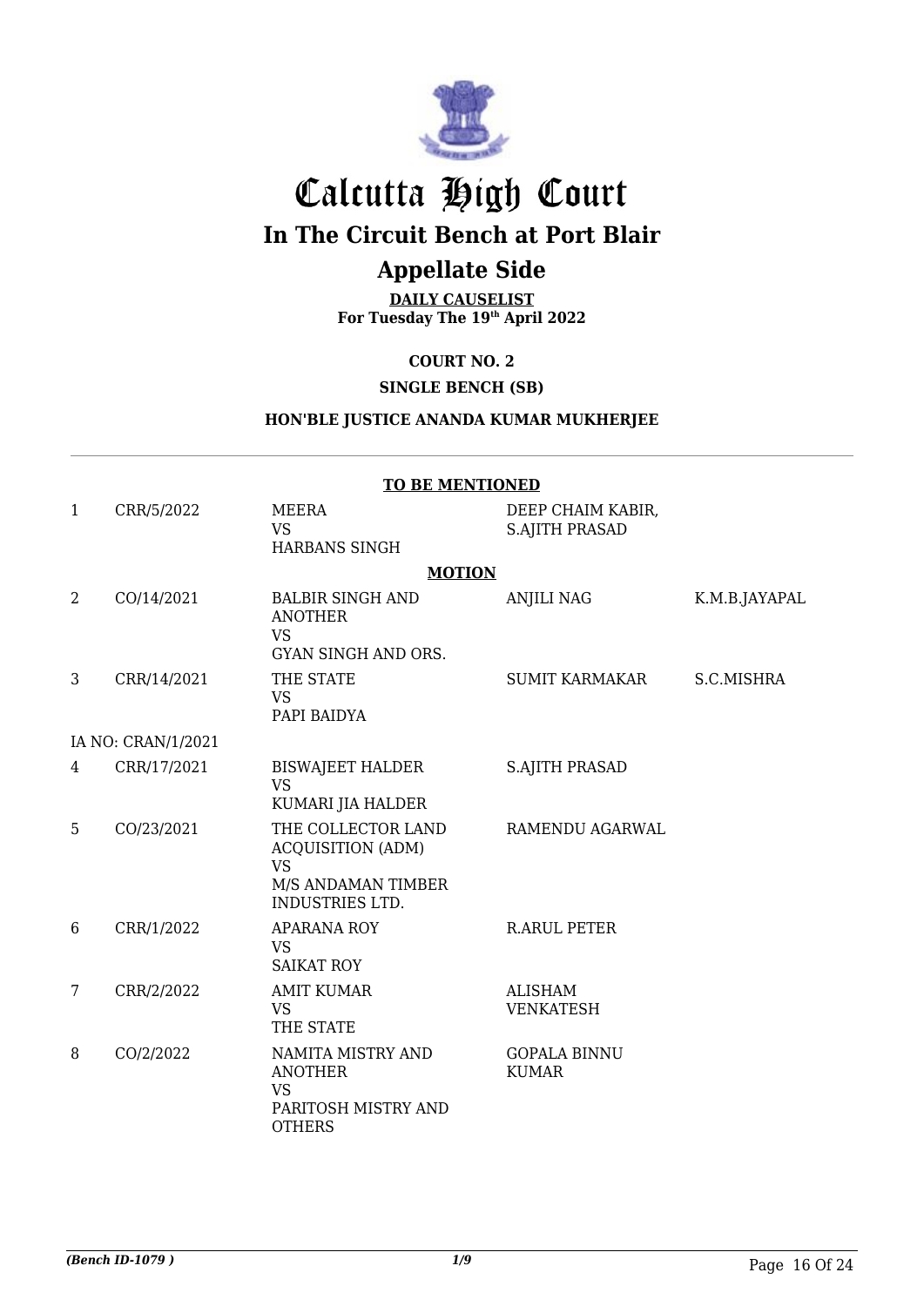# Calcutta High Court

## In The Circuit Bench at Port Blair

## Appellate Side

**DAILY CAUSELIST**
**For Tuesday The 19th April 2022**

**COURT NO. 2**

**SINGLE BENCH (SB)**

**HON'BLE JUSTICE ANANDA KUMAR MUKHERJEE**

**TO BE MENTIONED**

| | | | | |
|---|---|---|---|---|
| 1 | CRR/5/2022 | MEERA<br>VS<br>HARBANS SINGH | DEEP CHAIM KABIR,<br>S.AJITH PRASAD | |

**MOTION**

| | | | | |
|---|---|---|---|---|
| 2 | CO/14/2021 | BALBIR SINGH AND ANOTHER<br>VS<br>GYAN SINGH AND ORS. | ANJILI NAG | K.M.B.JAYAPAL |
| 3 | CRR/14/2021 | THE STATE<br>VS<br>PAPI BAIDYA | SUMIT KARMAKAR | S.C.MISHRA |
| IA NO: CRAN/1/2021 | | | | |
| 4 | CRR/17/2021 | BISWAJEET HALDER<br>VS<br>KUMARI JIA HALDER | S.AJITH PRASAD | |
| 5 | CO/23/2021 | THE COLLECTOR LAND ACQUISITION (ADM)<br>VS<br>M/S ANDAMAN TIMBER INDUSTRIES LTD. | RAMENDU AGARWAL | |
| 6 | CRR/1/2022 | APARANA ROY<br>VS<br>SAIKAT ROY | R.ARUL PETER | |
| 7 | CRR/2/2022 | AMIT KUMAR<br>VS<br>THE STATE | ALISHAM VENKATESH | |
| 8 | CO/2/2022 | NAMITA MISTRY AND ANOTHER<br>VS<br>PARITOSH MISTRY AND OTHERS | GOPALA BINNU KUMAR | |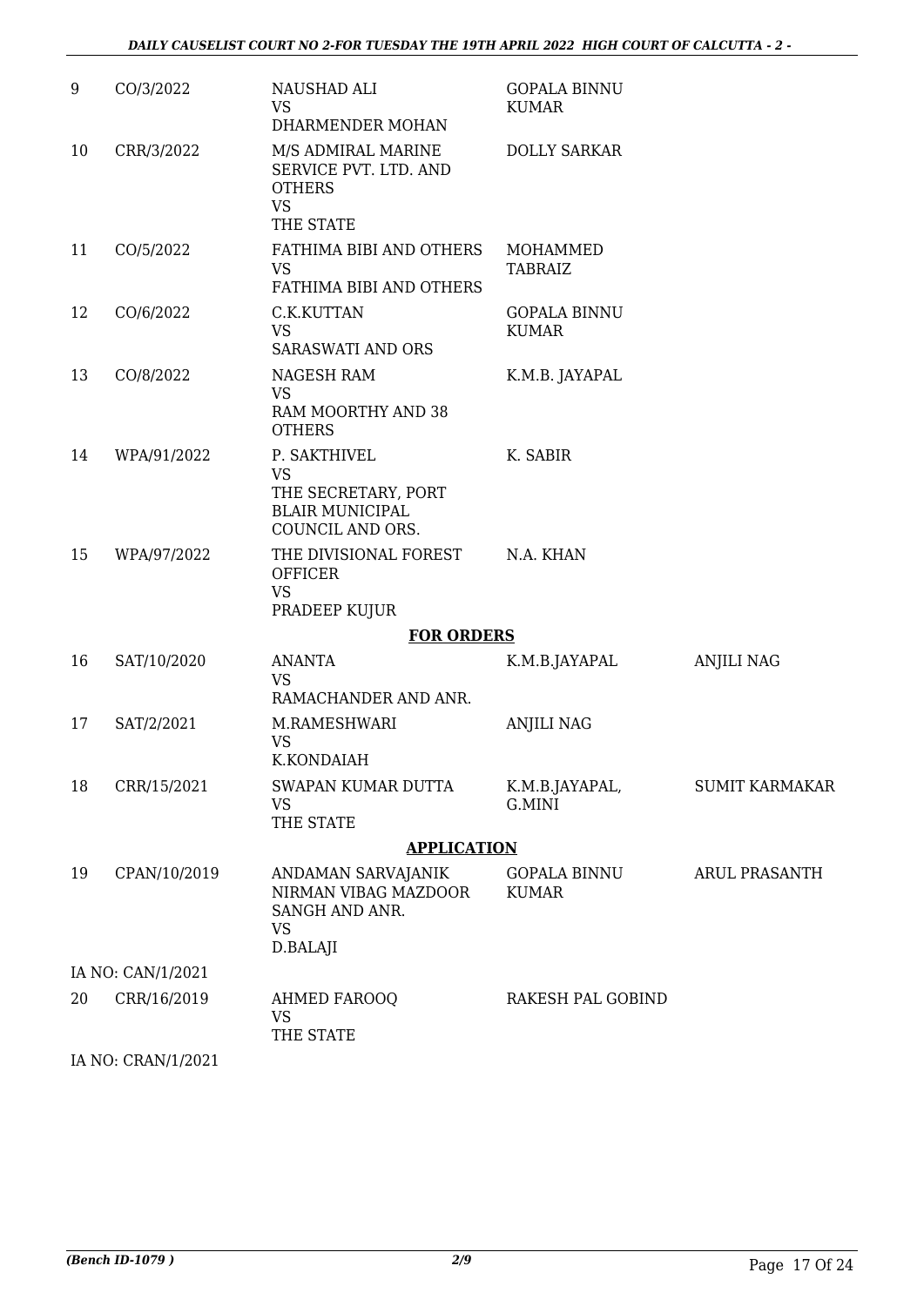| 9 | CO/3/2022 | NAUSHAD ALI<br>VS<br>DHARMENDER MOHAN | GOPALA BINNU KUMAR | |
|---|---|---|---|---|
| 10 | CRR/3/2022 | M/S ADMIRAL MARINE SERVICE PVT. LTD. AND OTHERS<br>VS<br>THE STATE | DOLLY SARKAR | |
| 11 | CO/5/2022 | FATHIMA BIBI AND OTHERS<br>VS<br>FATHIMA BIBI AND OTHERS | MOHAMMED TABRAIZ | |
| 12 | CO/6/2022 | C.K.KUTTAN<br>VS<br>SARASWATI AND ORS | GOPALA BINNU KUMAR | |
| 13 | CO/8/2022 | NAGESH RAM<br>VS<br>RAM MOORTHY AND 38 OTHERS | K.M.B. JAYAPAL | |
| 14 | WPA/91/2022 | P. SAKTHIVEL<br>VS<br>THE SECRETARY, PORT BLAIR MUNICIPAL COUNCIL AND ORS. | K. SABIR | |
| 15 | WPA/97/2022 | THE DIVISIONAL FOREST OFFICER<br>VS<br>PRADEEP KUJUR | N.A. KHAN | |

**FOR ORDERS**

| 16 | SAT/10/2020 | ANANTA<br>VS<br>RAMACHANDER AND ANR. | K.M.B.JAYAPAL | ANJILI NAG |
|---|---|---|---|---|
| 17 | SAT/2/2021 | M.RAMESHWARI<br>VS<br>K.KONDAIAH | ANJILI NAG | |
| 18 | CRR/15/2021 | SWAPAN KUMAR DUTTA<br>VS<br>THE STATE | K.M.B.JAYAPAL, G.MINI | SUMIT KARMAKAR |

**APPLICATION**

| 19 | CPAN/10/2019 | ANDAMAN SARVAJANIK NIRMAN VIBAG MAZDOOR SANGH AND ANR.<br>VS<br>D.BALAJI | GOPALA BINNU KUMAR | ARUL PRASANTH |
|---|---|---|---|---|

IA NO: CAN/1/2021

| 20 | CRR/16/2019 | AHMED FAROOQ<br>VS<br>THE STATE | RAKESH PAL GOBIND | |
|---|---|---|---|---|

IA NO: CRAN/1/2021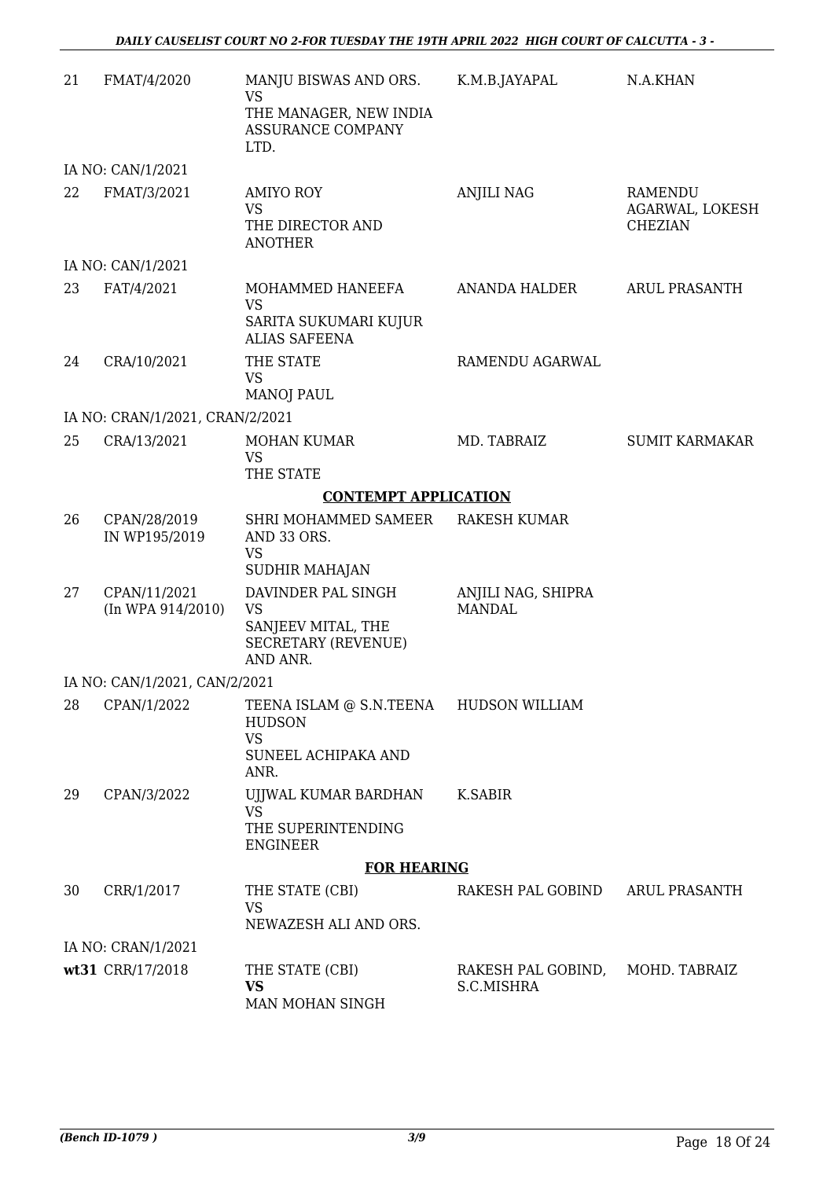| | | | | |
|---|---|---|---|---|
| 21 | FMAT/4/2020 | MANJU BISWAS AND ORS.<br>VS<br>THE MANAGER, NEW INDIA ASSURANCE COMPANY LTD. | K.M.B.JAYAPAL | N.A.KHAN |
| | IA NO: CAN/1/2021 | | | |
| 22 | FMAT/3/2021 | AMIYO ROY<br>VS<br>THE DIRECTOR AND ANOTHER | ANJILI NAG | RAMENDU AGARWAL, LOKESH CHEZIAN |
| | IA NO: CAN/1/2021 | | | |
| 23 | FAT/4/2021 | MOHAMMED HANEEFA<br>VS<br>SARITA SUKUMARI KUJUR ALIAS SAFEENA | ANANDA HALDER | ARUL PRASANTH |
| 24 | CRA/10/2021 | THE STATE<br>VS<br>MANOJ PAUL | RAMENDU AGARWAL | |
| | IA NO: CRAN/1/2021, CRAN/2/2021 | | | |
| 25 | CRA/13/2021 | MOHAN KUMAR<br>VS<br>THE STATE | MD. TABRAIZ | SUMIT KARMAKAR |
| | | **CONTEMPT APPLICATION** | | |
| 26 | CPAN/28/2019 IN WP195/2019 | SHRI MOHAMMED SAMEER AND 33 ORS.<br>VS<br>SUDHIR MAHAJAN | RAKESH KUMAR | |
| 27 | CPAN/11/2021 (In WPA 914/2010) | DAVINDER PAL SINGH<br>VS<br>SANJEEV MITAL, THE SECRETARY (REVENUE) AND ANR. | ANJILI NAG, SHIPRA MANDAL | |
| | IA NO: CAN/1/2021, CAN/2/2021 | | | |
| 28 | CPAN/1/2022 | TEENA ISLAM @ S.N.TEENA HUDSON<br>VS<br>SUNEEL ACHIPAKA AND ANR. | HUDSON WILLIAM | |
| 29 | CPAN/3/2022 | UJJWAL KUMAR BARDHAN<br>VS<br>THE SUPERINTENDING ENGINEER | K.SABIR | |
| | | **FOR HEARING** | | |
| 30 | CRR/1/2017 | THE STATE (CBI)<br>VS<br>NEWAZESH ALI AND ORS. | RAKESH PAL GOBIND | ARUL PRASANTH |
| | IA NO: CRAN/1/2021 | | | |
| **wt31** | CRR/17/2018 | THE STATE (CBI)<br>**VS**<br>MAN MOHAN SINGH | RAKESH PAL GOBIND, S.C.MISHRA | MOHD. TABRAIZ |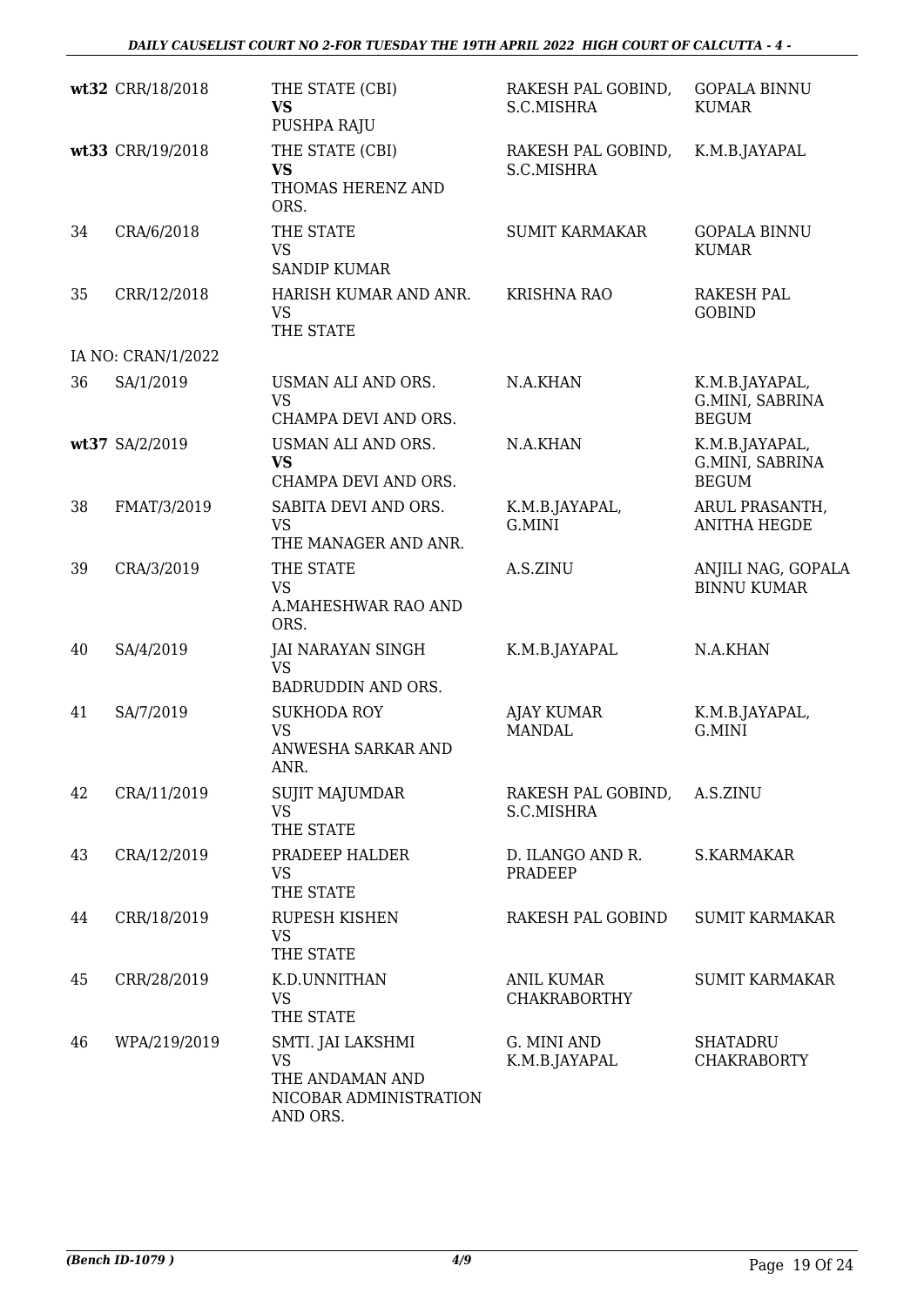| | | | | |
|---|---|---|---|---|
| wt32 | CRR/18/2018 | THE STATE (CBI)<br>**VS**<br>PUSHPA RAJU | RAKESH PAL GOBIND, S.C.MISHRA | GOPALA BINNU KUMAR |
| wt33 | CRR/19/2018 | THE STATE (CBI)<br>**VS**<br>THOMAS HERENZ AND ORS. | RAKESH PAL GOBIND, S.C.MISHRA | K.M.B.JAYAPAL |
| 34 | CRA/6/2018 | THE STATE<br>VS<br>SANDIP KUMAR | SUMIT KARMAKAR | GOPALA BINNU KUMAR |
| 35 | CRR/12/2018 | HARISH KUMAR AND ANR.<br>VS<br>THE STATE | KRISHNA RAO | RAKESH PAL GOBIND |
| IA NO: CRAN/1/2022 | | | | |
| 36 | SA/1/2019 | USMAN ALI AND ORS.<br>VS<br>CHAMPA DEVI AND ORS. | N.A.KHAN | K.M.B.JAYAPAL, G.MINI, SABRINA BEGUM |
| wt37 | SA/2/2019 | USMAN ALI AND ORS.<br>**VS**<br>CHAMPA DEVI AND ORS. | N.A.KHAN | K.M.B.JAYAPAL, G.MINI, SABRINA BEGUM |
| 38 | FMAT/3/2019 | SABITA DEVI AND ORS.<br>VS<br>THE MANAGER AND ANR. | K.M.B.JAYAPAL, G.MINI | ARUL PRASANTH, ANITHA HEGDE |
| 39 | CRA/3/2019 | THE STATE<br>VS<br>A.MAHESHWAR RAO AND ORS. | A.S.ZINU | ANJILI NAG, GOPALA BINNU KUMAR |
| 40 | SA/4/2019 | JAI NARAYAN SINGH<br>VS<br>BADRUDDIN AND ORS. | K.M.B.JAYAPAL | N.A.KHAN |
| 41 | SA/7/2019 | SUKHODA ROY<br>VS<br>ANWESHA SARKAR AND ANR. | AJAY KUMAR MANDAL | K.M.B.JAYAPAL, G.MINI |
| 42 | CRA/11/2019 | SUJIT MAJUMDAR<br>VS<br>THE STATE | RAKESH PAL GOBIND, S.C.MISHRA | A.S.ZINU |
| 43 | CRA/12/2019 | PRADEEP HALDER<br>VS<br>THE STATE | D. ILANGO AND R. PRADEEP | S.KARMAKAR |
| 44 | CRR/18/2019 | RUPESH KISHEN<br>VS<br>THE STATE | RAKESH PAL GOBIND | SUMIT KARMAKAR |
| 45 | CRR/28/2019 | K.D.UNNITHAN<br>VS<br>THE STATE | ANIL KUMAR CHAKRABORTHY | SUMIT KARMAKAR |
| 46 | WPA/219/2019 | SMTI. JAI LAKSHMI<br>VS<br>THE ANDAMAN AND NICOBAR ADMINISTRATION AND ORS. | G. MINI AND K.M.B.JAYAPAL | SHATADRU CHAKRABORTY |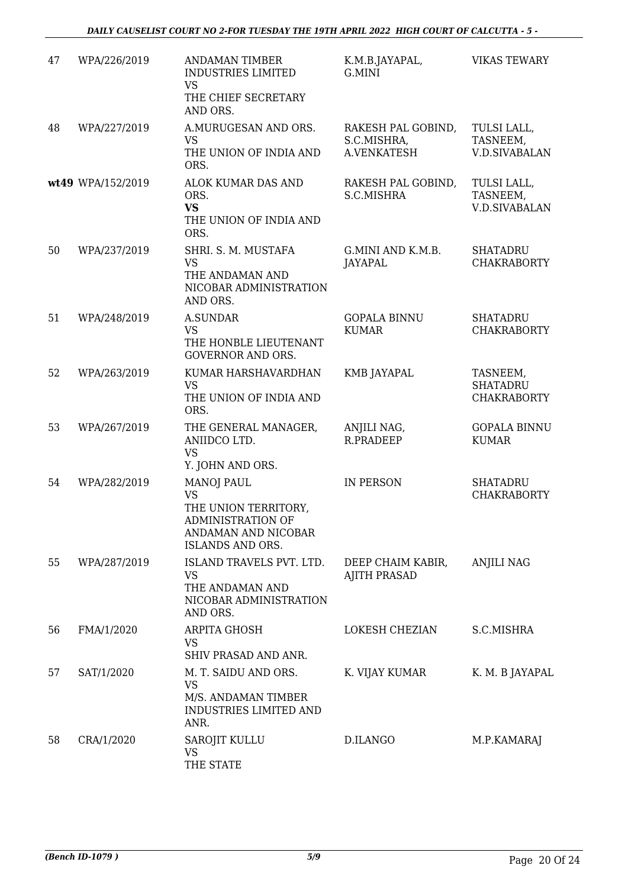| | | | | |
|---|---|---|---|---|
| 47 | WPA/226/2019 | ANDAMAN TIMBER INDUSTRIES LIMITED<br>VS<br>THE CHIEF SECRETARY AND ORS. | K.M.B.JAYAPAL, G.MINI | VIKAS TEWARY |
| 48 | WPA/227/2019 | A.MURUGESAN AND ORS.<br>VS<br>THE UNION OF INDIA AND ORS. | RAKESH PAL GOBIND, S.C.MISHRA, A.VENKATESH | TULSI LALL, TASNEEM, V.D.SIVABALAN |
| wt49 | WPA/152/2019 | ALOK KUMAR DAS AND ORS.<br>**VS**<br>THE UNION OF INDIA AND ORS. | RAKESH PAL GOBIND, S.C.MISHRA | TULSI LALL, TASNEEM, V.D.SIVABALAN |
| 50 | WPA/237/2019 | SHRI. S. M. MUSTAFA<br>VS<br>THE ANDAMAN AND NICOBAR ADMINISTRATION AND ORS. | G.MINI AND K.M.B. JAYAPAL | SHATADRU CHAKRABORTY |
| 51 | WPA/248/2019 | A.SUNDAR<br>VS<br>THE HONBLE LIEUTENANT GOVERNOR AND ORS. | GOPALA BINNU KUMAR | SHATADRU CHAKRABORTY |
| 52 | WPA/263/2019 | KUMAR HARSHAVARDHAN<br>VS<br>THE UNION OF INDIA AND ORS. | KMB JAYAPAL | TASNEEM, SHATADRU CHAKRABORTY |
| 53 | WPA/267/2019 | THE GENERAL MANAGER, ANIIDCO LTD.<br>VS<br>Y. JOHN AND ORS. | ANJILI NAG, R.PRADEEP | GOPALA BINNU KUMAR |
| 54 | WPA/282/2019 | MANOJ PAUL<br>VS<br>THE UNION TERRITORY, ADMINISTRATION OF ANDAMAN AND NICOBAR ISLANDS AND ORS. | IN PERSON | SHATADRU CHAKRABORTY |
| 55 | WPA/287/2019 | ISLAND TRAVELS PVT. LTD.<br>VS<br>THE ANDAMAN AND NICOBAR ADMINISTRATION AND ORS. | DEEP CHAIM KABIR, AJITH PRASAD | ANJILI NAG |
| 56 | FMA/1/2020 | ARPITA GHOSH<br>VS<br>SHIV PRASAD AND ANR. | LOKESH CHEZIAN | S.C.MISHRA |
| 57 | SAT/1/2020 | M. T. SAIDU AND ORS.<br>VS<br>M/S. ANDAMAN TIMBER INDUSTRIES LIMITED AND ANR. | K. VIJAY KUMAR | K. M. B JAYAPAL |
| 58 | CRA/1/2020 | SAROJIT KULLU<br>VS<br>THE STATE | D.ILANGO | M.P.KAMARAJ |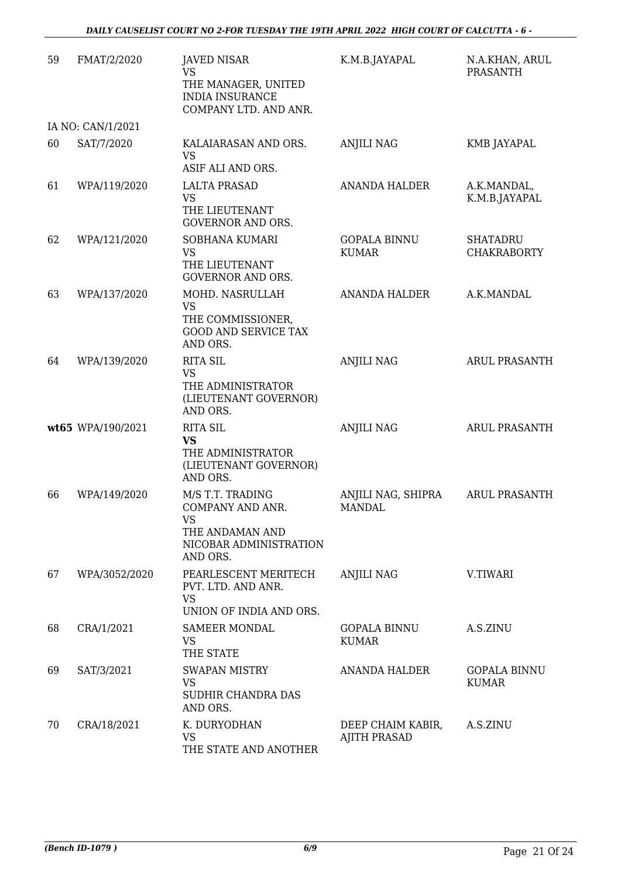| 59 | FMAT/2/2020 | JAVED NISAR<br>VS<br>THE MANAGER, UNITED INDIA INSURANCE COMPANY LTD. AND ANR. | K.M.B.JAYAPAL | N.A.KHAN, ARUL PRASANTH |
|---|---|---|---|---|
| | IA NO: CAN/1/2021 | | | |
| 60 | SAT/7/2020 | KALAIARASAN AND ORS.<br>VS<br>ASIF ALI AND ORS. | ANJILI NAG | KMB JAYAPAL |
| 61 | WPA/119/2020 | LALTA PRASAD<br>VS<br>THE LIEUTENANT GOVERNOR AND ORS. | ANANDA HALDER | A.K.MANDAL, K.M.B.JAYAPAL |
| 62 | WPA/121/2020 | SOBHANA KUMARI<br>VS<br>THE LIEUTENANT GOVERNOR AND ORS. | GOPALA BINNU KUMAR | SHATADRU CHAKRABORTY |
| 63 | WPA/137/2020 | MOHD. NASRULLAH<br>VS<br>THE COMMISSIONER, GOOD AND SERVICE TAX AND ORS. | ANANDA HALDER | A.K.MANDAL |
| 64 | WPA/139/2020 | RITA SIL<br>VS<br>THE ADMINISTRATOR (LIEUTENANT GOVERNOR) AND ORS. | ANJILI NAG | ARUL PRASANTH |
| **wt65** | WPA/190/2021 | RITA SIL<br>**VS**<br>THE ADMINISTRATOR (LIEUTENANT GOVERNOR) AND ORS. | ANJILI NAG | ARUL PRASANTH |
| 66 | WPA/149/2020 | M/S T.T. TRADING COMPANY AND ANR.<br>VS<br>THE ANDAMAN AND NICOBAR ADMINISTRATION AND ORS. | ANJILI NAG, SHIPRA MANDAL | ARUL PRASANTH |
| 67 | WPA/3052/2020 | PEARLESCENT MERITECH PVT. LTD. AND ANR.<br>VS<br>UNION OF INDIA AND ORS. | ANJILI NAG | V.TIWARI |
| 68 | CRA/1/2021 | SAMEER MONDAL<br>VS<br>THE STATE | GOPALA BINNU KUMAR | A.S.ZINU |
| 69 | SAT/3/2021 | SWAPAN MISTRY<br>VS<br>SUDHIR CHANDRA DAS AND ORS. | ANANDA HALDER | GOPALA BINNU KUMAR |
| 70 | CRA/18/2021 | K. DURYODHAN<br>VS<br>THE STATE AND ANOTHER | DEEP CHAIM KABIR, AJITH PRASAD | A.S.ZINU |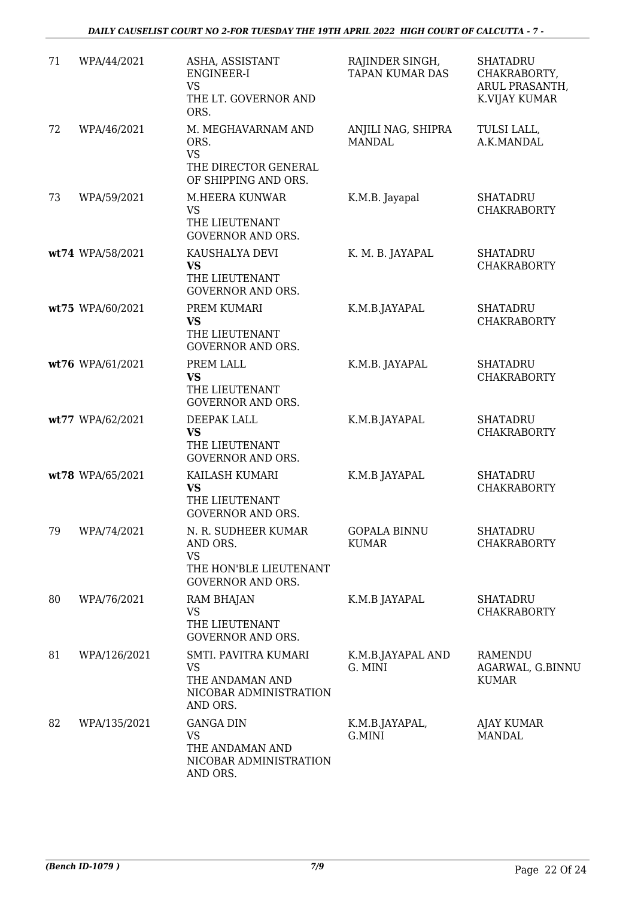| 71 | WPA/44/2021 | ASHA, ASSISTANT ENGINEER-I VS THE LT. GOVERNOR AND ORS. | RAJINDER SINGH, TAPAN KUMAR DAS | SHATADRU CHAKRABORTY, ARUL PRASANTH, K.VIJAY KUMAR |
|---|---|---|---|---|
| 72 | WPA/46/2021 | M. MEGHAVARNAM AND ORS. VS THE DIRECTOR GENERAL OF SHIPPING AND ORS. | ANJILI NAG, SHIPRA MANDAL | TULSI LALL, A.K.MANDAL |
| 73 | WPA/59/2021 | M.HEERA KUNWAR VS THE LIEUTENANT GOVERNOR AND ORS. | K.M.B. Jayapal | SHATADRU CHAKRABORTY |
| wt74 | WPA/58/2021 | KAUSHALYA DEVI **VS** THE LIEUTENANT GOVERNOR AND ORS. | K. M. B. JAYAPAL | SHATADRU CHAKRABORTY |
| wt75 | WPA/60/2021 | PREM KUMARI **VS** THE LIEUTENANT GOVERNOR AND ORS. | K.M.B.JAYAPAL | SHATADRU CHAKRABORTY |
| wt76 | WPA/61/2021 | PREM LALL **VS** THE LIEUTENANT GOVERNOR AND ORS. | K.M.B. JAYAPAL | SHATADRU CHAKRABORTY |
| wt77 | WPA/62/2021 | DEEPAK LALL **VS** THE LIEUTENANT GOVERNOR AND ORS. | K.M.B.JAYAPAL | SHATADRU CHAKRABORTY |
| wt78 | WPA/65/2021 | KAILASH KUMARI **VS** THE LIEUTENANT GOVERNOR AND ORS. | K.M.B JAYAPAL | SHATADRU CHAKRABORTY |
| 79 | WPA/74/2021 | N. R. SUDHEER KUMAR AND ORS. VS THE HON'BLE LIEUTENANT GOVERNOR AND ORS. | GOPALA BINNU KUMAR | SHATADRU CHAKRABORTY |
| 80 | WPA/76/2021 | RAM BHAJAN VS THE LIEUTENANT GOVERNOR AND ORS. | K.M.B JAYAPAL | SHATADRU CHAKRABORTY |
| 81 | WPA/126/2021 | SMTI. PAVITRA KUMARI VS THE ANDAMAN AND NICOBAR ADMINISTRATION AND ORS. | K.M.B.JAYAPAL AND G. MINI | RAMENDU AGARWAL, G.BINNU KUMAR |
| 82 | WPA/135/2021 | GANGA DIN VS THE ANDAMAN AND NICOBAR ADMINISTRATION AND ORS. | K.M.B.JAYAPAL, G.MINI | AJAY KUMAR MANDAL |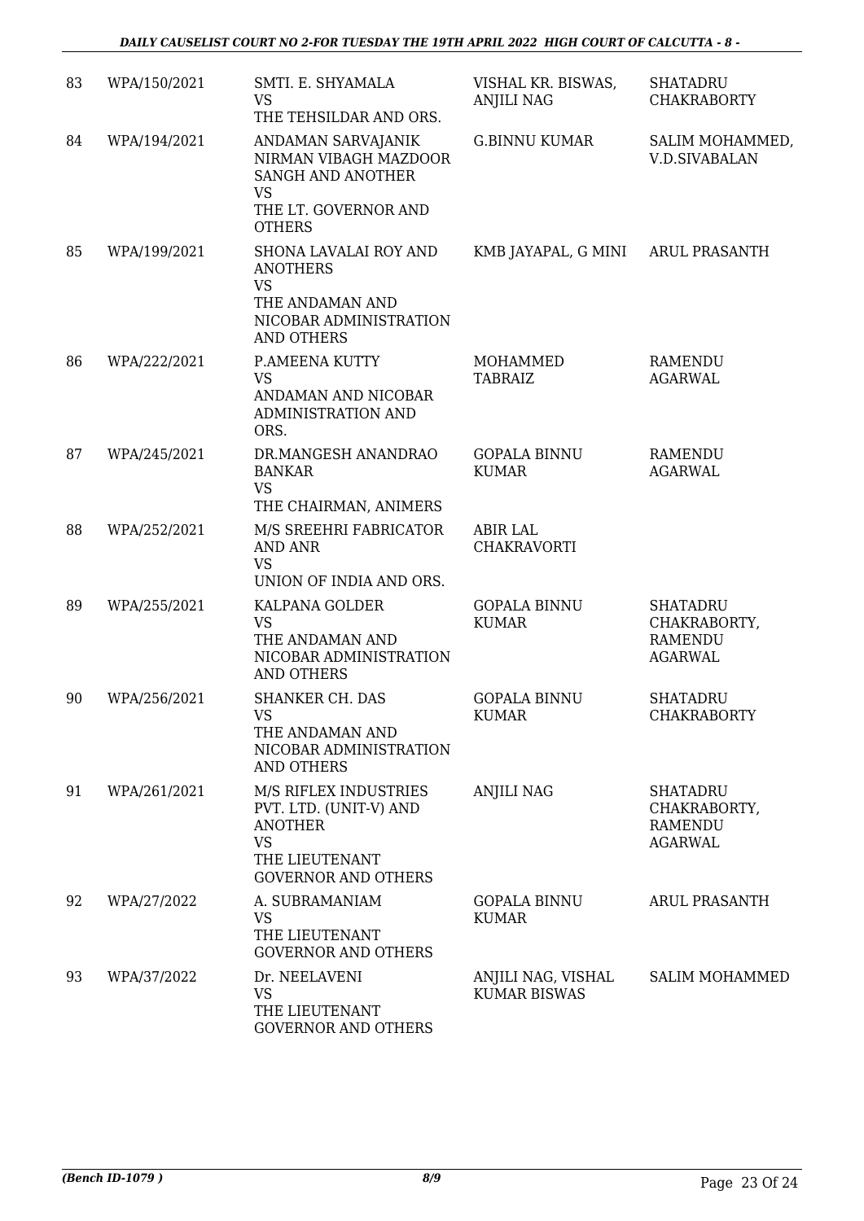| 83 | WPA/150/2021 | SMTI. E. SHYAMALA<br>VS<br>THE TEHSILDAR AND ORS. | VISHAL KR. BISWAS, ANJILI NAG | SHATADRU CHAKRABORTY |
|---|---|---|---|---|
| 84 | WPA/194/2021 | ANDAMAN SARVAJANIK NIRMAN VIBAGH MAZDOOR SANGH AND ANOTHER<br>VS<br>THE LT. GOVERNOR AND OTHERS | G.BINNU KUMAR | SALIM MOHAMMED, V.D.SIVABALAN |
| 85 | WPA/199/2021 | SHONA LAVALAI ROY AND ANOTHERS<br>VS<br>THE ANDAMAN AND NICOBAR ADMINISTRATION AND OTHERS | KMB JAYAPAL, G MINI | ARUL PRASANTH |
| 86 | WPA/222/2021 | P.AMEENA KUTTY<br>VS<br>ANDAMAN AND NICOBAR ADMINISTRATION AND ORS. | MOHAMMED TABRAIZ | RAMENDU AGARWAL |
| 87 | WPA/245/2021 | DR.MANGESH ANANDRAO BANKAR<br>VS<br>THE CHAIRMAN, ANIMERS | GOPALA BINNU KUMAR | RAMENDU AGARWAL |
| 88 | WPA/252/2021 | M/S SREEHRI FABRICATOR AND ANR<br>VS<br>UNION OF INDIA AND ORS. | ABIR LAL CHAKRAVORTI | |
| 89 | WPA/255/2021 | KALPANA GOLDER<br>VS<br>THE ANDAMAN AND NICOBAR ADMINISTRATION AND OTHERS | GOPALA BINNU KUMAR | SHATADRU CHAKRABORTY, RAMENDU AGARWAL |
| 90 | WPA/256/2021 | SHANKER CH. DAS<br>VS<br>THE ANDAMAN AND NICOBAR ADMINISTRATION AND OTHERS | GOPALA BINNU KUMAR | SHATADRU CHAKRABORTY |
| 91 | WPA/261/2021 | M/S RIFLEX INDUSTRIES PVT. LTD. (UNIT-V) AND ANOTHER<br>VS<br>THE LIEUTENANT GOVERNOR AND OTHERS | ANJILI NAG | SHATADRU CHAKRABORTY, RAMENDU AGARWAL |
| 92 | WPA/27/2022 | A. SUBRAMANIAM<br>VS<br>THE LIEUTENANT GOVERNOR AND OTHERS | GOPALA BINNU KUMAR | ARUL PRASANTH |
| 93 | WPA/37/2022 | Dr. NEELAVENI<br>VS<br>THE LIEUTENANT GOVERNOR AND OTHERS | ANJILI NAG, VISHAL KUMAR BISWAS | SALIM MOHAMMED |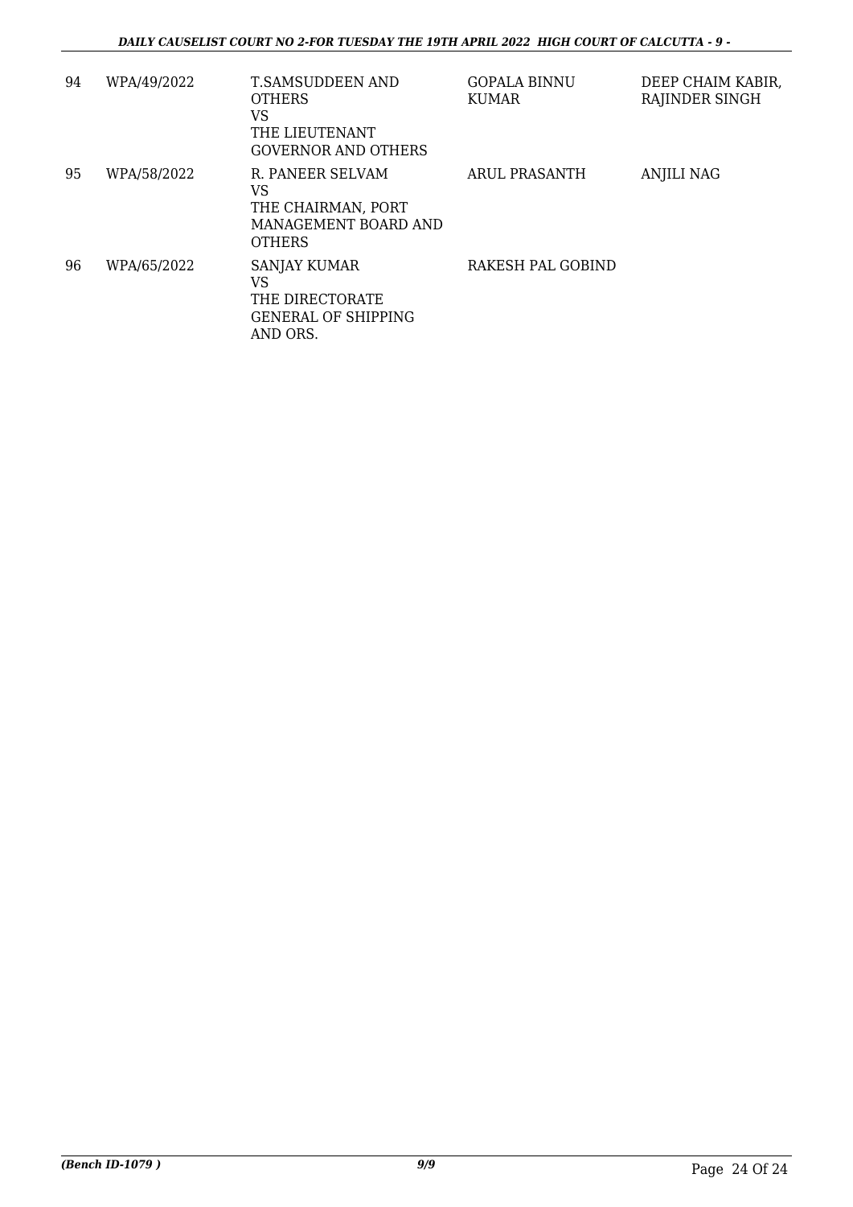| | | | | |
|---|---|---|---|---|
| 94 | WPA/49/2022 | T.SAMSUDDEEN AND OTHERS<br>VS<br>THE LIEUTENANT GOVERNOR AND OTHERS | GOPALA BINNU KUMAR | DEEP CHAIM KABIR, RAJINDER SINGH |
| 95 | WPA/58/2022 | R. PANEER SELVAM<br>VS<br>THE CHAIRMAN, PORT MANAGEMENT BOARD AND OTHERS | ARUL PRASANTH | ANJILI NAG |
| 96 | WPA/65/2022 | SANJAY KUMAR<br>VS<br>THE DIRECTORATE GENERAL OF SHIPPING AND ORS. | RAKESH PAL GOBIND | |